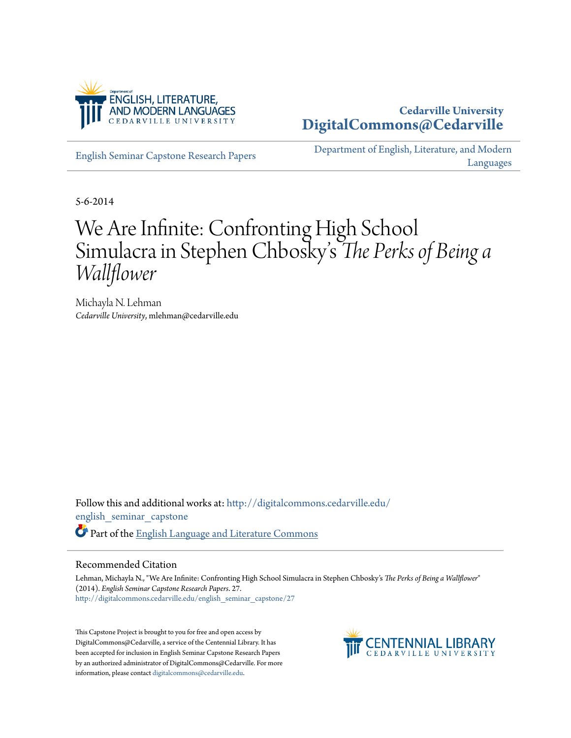Cedarville University
**DigitalCommons@Cedarville**

English Seminar Capstone Research Papers

Department of English, Literature, and Modern Languages

5-6-2014

# We Are Infinite: Confronting High School Simulacra in Stephen Chbosky's *The Perks of Being a Wallflower*

Michayla N. Lehman
*Cedarville University*, mlehman@cedarville.edu

Follow this and additional works at: http://digitalcommons.cedarville.edu/english_seminar_capstone

Part of the English Language and Literature Commons

## Recommended Citation

Lehman, Michayla N., "We Are Infinite: Confronting High School Simulacra in Stephen Chbosky's *The Perks of Being a Wallflower*" (2014). *English Seminar Capstone Research Papers*. 27.
http://digitalcommons.cedarville.edu/english_seminar_capstone/27

This Capstone Project is brought to you for free and open access by DigitalCommons@Cedarville, a service of the Centennial Library. It has been accepted for inclusion in English Seminar Capstone Research Papers by an authorized administrator of DigitalCommons@Cedarville. For more information, please contact digitalcommons@cedarville.edu.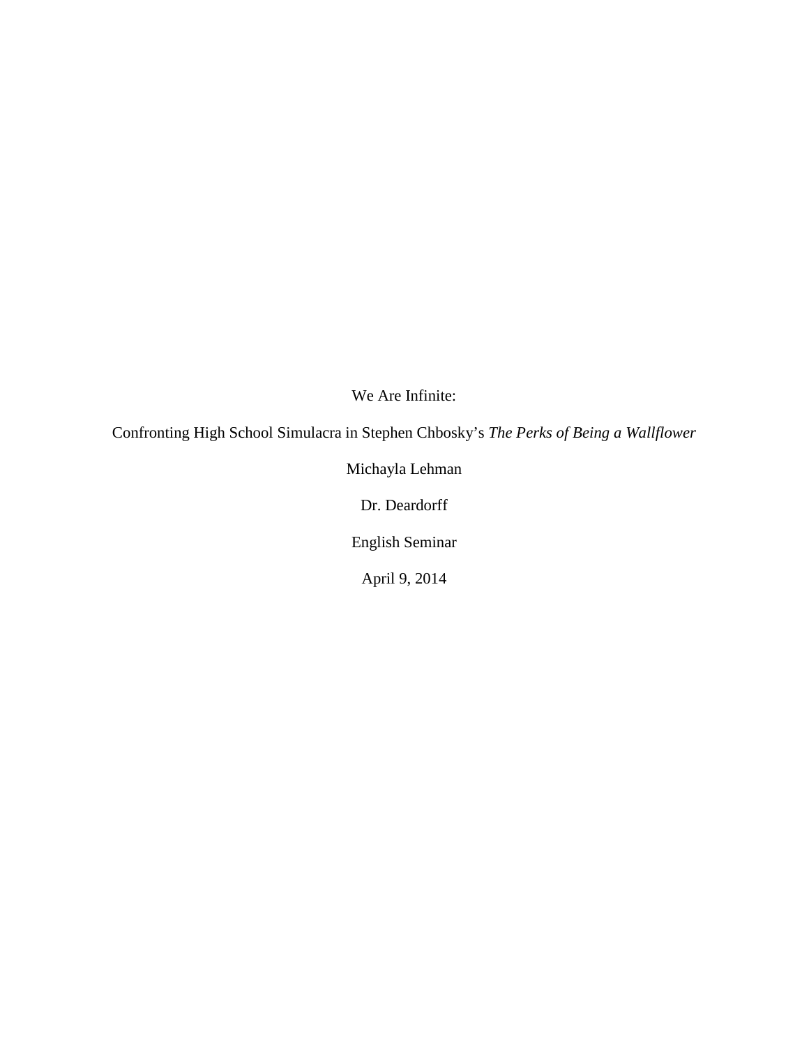We Are Infinite:

Confronting High School Simulacra in Stephen Chbosky's *The Perks of Being a Wallflower*

Michayla Lehman

Dr. Deardorff

English Seminar

April 9, 2014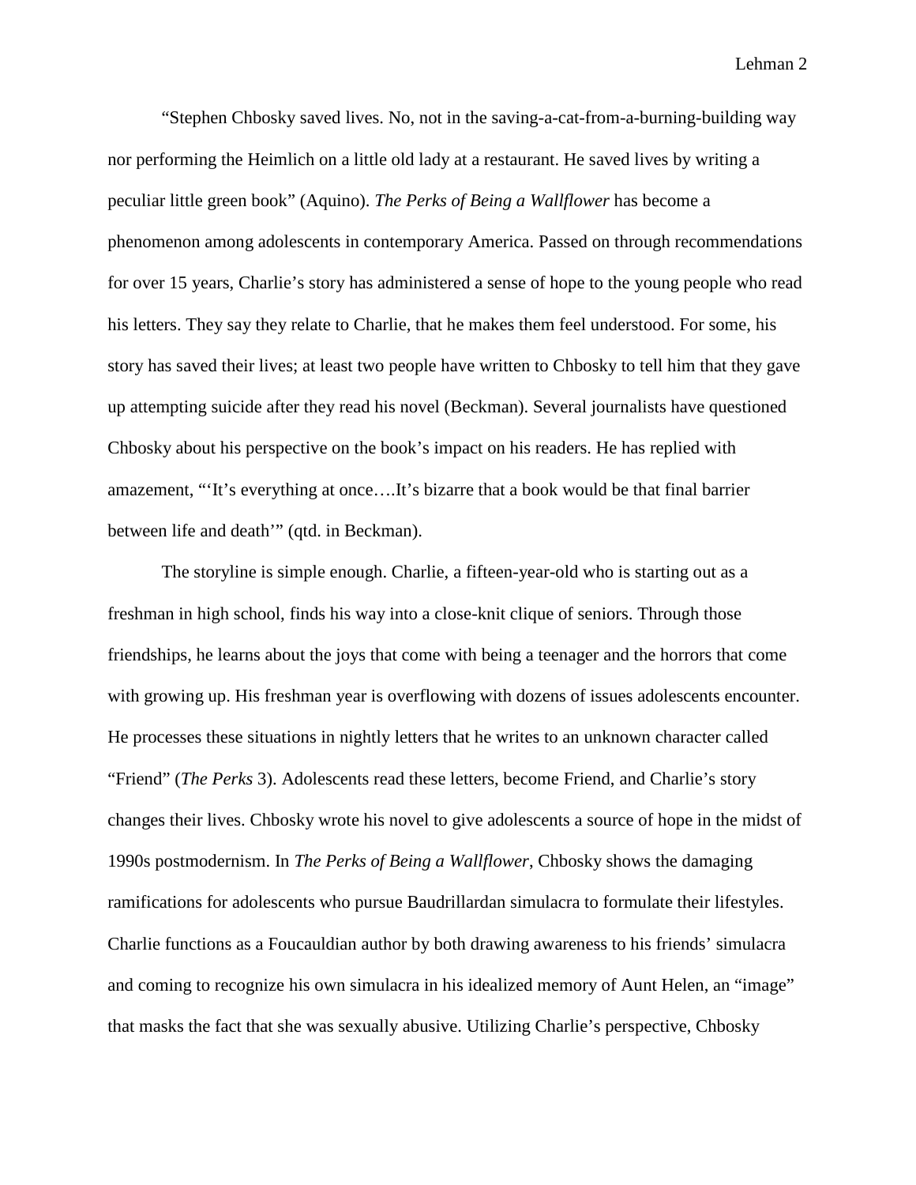"Stephen Chbosky saved lives. No, not in the saving-a-cat-from-a-burning-building way nor performing the Heimlich on a little old lady at a restaurant. He saved lives by writing a peculiar little green book" (Aquino). *The Perks of Being a Wallflower* has become a phenomenon among adolescents in contemporary America. Passed on through recommendations for over 15 years, Charlie's story has administered a sense of hope to the young people who read his letters. They say they relate to Charlie, that he makes them feel understood. For some, his story has saved their lives; at least two people have written to Chbosky to tell him that they gave up attempting suicide after they read his novel (Beckman). Several journalists have questioned Chbosky about his perspective on the book's impact on his readers. He has replied with amazement, "'It's everything at once….It's bizarre that a book would be that final barrier between life and death'" (qtd. in Beckman).

The storyline is simple enough. Charlie, a fifteen-year-old who is starting out as a freshman in high school, finds his way into a close-knit clique of seniors. Through those friendships, he learns about the joys that come with being a teenager and the horrors that come with growing up. His freshman year is overflowing with dozens of issues adolescents encounter. He processes these situations in nightly letters that he writes to an unknown character called "Friend" (*The Perks* 3). Adolescents read these letters, become Friend, and Charlie's story changes their lives. Chbosky wrote his novel to give adolescents a source of hope in the midst of 1990s postmodernism. In *The Perks of Being a Wallflower*, Chbosky shows the damaging ramifications for adolescents who pursue Baudrillardan simulacra to formulate their lifestyles. Charlie functions as a Foucauldian author by both drawing awareness to his friends' simulacra and coming to recognize his own simulacra in his idealized memory of Aunt Helen, an "image" that masks the fact that she was sexually abusive. Utilizing Charlie's perspective, Chbosky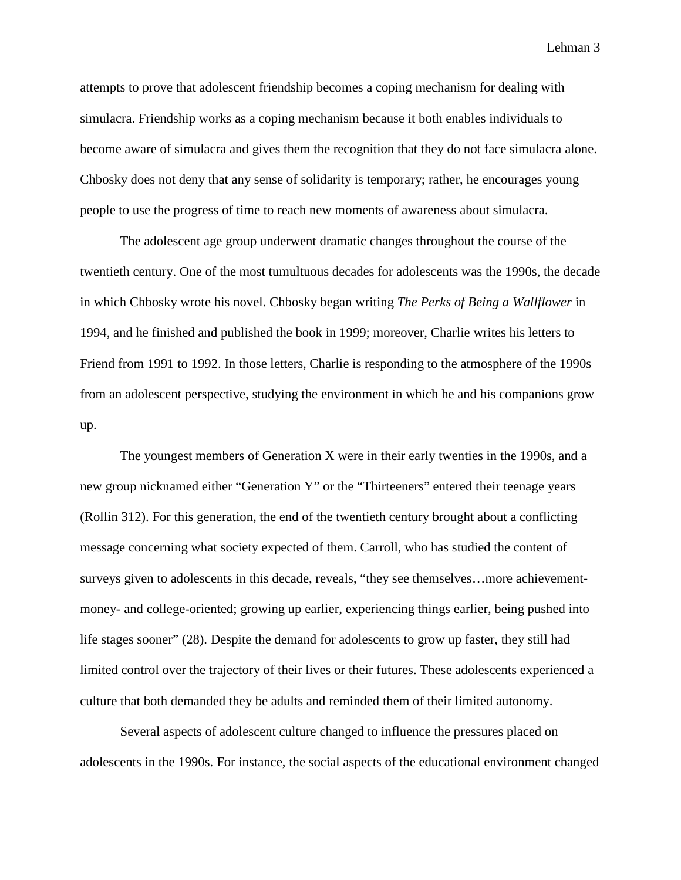attempts to prove that adolescent friendship becomes a coping mechanism for dealing with simulacra. Friendship works as a coping mechanism because it both enables individuals to become aware of simulacra and gives them the recognition that they do not face simulacra alone. Chbosky does not deny that any sense of solidarity is temporary; rather, he encourages young people to use the progress of time to reach new moments of awareness about simulacra.

The adolescent age group underwent dramatic changes throughout the course of the twentieth century. One of the most tumultuous decades for adolescents was the 1990s, the decade in which Chbosky wrote his novel. Chbosky began writing *The Perks of Being a Wallflower* in 1994, and he finished and published the book in 1999; moreover, Charlie writes his letters to Friend from 1991 to 1992. In those letters, Charlie is responding to the atmosphere of the 1990s from an adolescent perspective, studying the environment in which he and his companions grow up.

The youngest members of Generation X were in their early twenties in the 1990s, and a new group nicknamed either "Generation Y" or the "Thirteeners" entered their teenage years (Rollin 312). For this generation, the end of the twentieth century brought about a conflicting message concerning what society expected of them. Carroll, who has studied the content of surveys given to adolescents in this decade, reveals, "they see themselves…more achievement-money- and college-oriented; growing up earlier, experiencing things earlier, being pushed into life stages sooner" (28). Despite the demand for adolescents to grow up faster, they still had limited control over the trajectory of their lives or their futures. These adolescents experienced a culture that both demanded they be adults and reminded them of their limited autonomy.

Several aspects of adolescent culture changed to influence the pressures placed on adolescents in the 1990s. For instance, the social aspects of the educational environment changed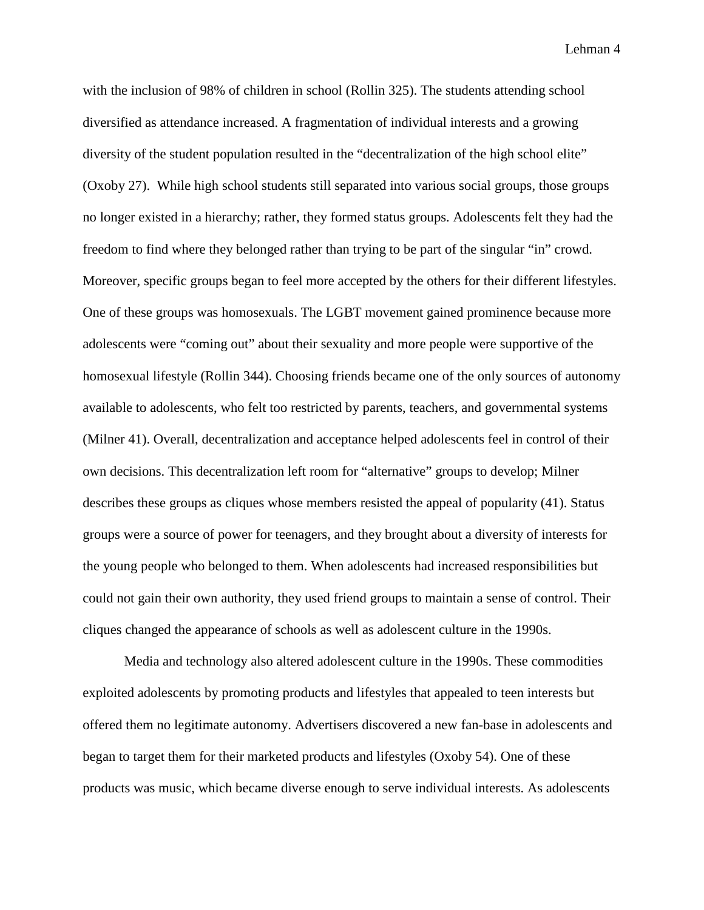with the inclusion of 98% of children in school (Rollin 325). The students attending school diversified as attendance increased. A fragmentation of individual interests and a growing diversity of the student population resulted in the "decentralization of the high school elite" (Oxoby 27). While high school students still separated into various social groups, those groups no longer existed in a hierarchy; rather, they formed status groups. Adolescents felt they had the freedom to find where they belonged rather than trying to be part of the singular "in" crowd. Moreover, specific groups began to feel more accepted by the others for their different lifestyles. One of these groups was homosexuals. The LGBT movement gained prominence because more adolescents were "coming out" about their sexuality and more people were supportive of the homosexual lifestyle (Rollin 344). Choosing friends became one of the only sources of autonomy available to adolescents, who felt too restricted by parents, teachers, and governmental systems (Milner 41). Overall, decentralization and acceptance helped adolescents feel in control of their own decisions. This decentralization left room for "alternative" groups to develop; Milner describes these groups as cliques whose members resisted the appeal of popularity (41). Status groups were a source of power for teenagers, and they brought about a diversity of interests for the young people who belonged to them. When adolescents had increased responsibilities but could not gain their own authority, they used friend groups to maintain a sense of control. Their cliques changed the appearance of schools as well as adolescent culture in the 1990s.

Media and technology also altered adolescent culture in the 1990s. These commodities exploited adolescents by promoting products and lifestyles that appealed to teen interests but offered them no legitimate autonomy. Advertisers discovered a new fan-base in adolescents and began to target them for their marketed products and lifestyles (Oxoby 54). One of these products was music, which became diverse enough to serve individual interests. As adolescents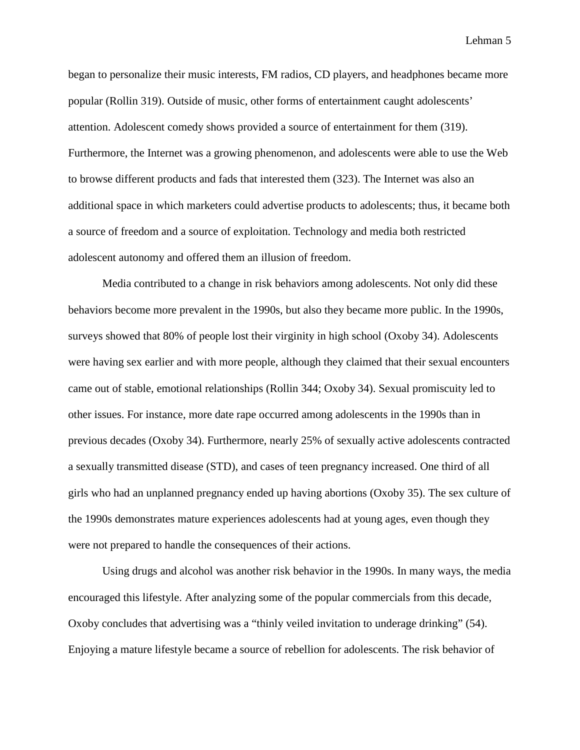began to personalize their music interests, FM radios, CD players, and headphones became more popular (Rollin 319). Outside of music, other forms of entertainment caught adolescents' attention. Adolescent comedy shows provided a source of entertainment for them (319). Furthermore, the Internet was a growing phenomenon, and adolescents were able to use the Web to browse different products and fads that interested them (323). The Internet was also an additional space in which marketers could advertise products to adolescents; thus, it became both a source of freedom and a source of exploitation. Technology and media both restricted adolescent autonomy and offered them an illusion of freedom.

Media contributed to a change in risk behaviors among adolescents. Not only did these behaviors become more prevalent in the 1990s, but also they became more public. In the 1990s, surveys showed that 80% of people lost their virginity in high school (Oxoby 34). Adolescents were having sex earlier and with more people, although they claimed that their sexual encounters came out of stable, emotional relationships (Rollin 344; Oxoby 34). Sexual promiscuity led to other issues. For instance, more date rape occurred among adolescents in the 1990s than in previous decades (Oxoby 34). Furthermore, nearly 25% of sexually active adolescents contracted a sexually transmitted disease (STD), and cases of teen pregnancy increased. One third of all girls who had an unplanned pregnancy ended up having abortions (Oxoby 35). The sex culture of the 1990s demonstrates mature experiences adolescents had at young ages, even though they were not prepared to handle the consequences of their actions.

Using drugs and alcohol was another risk behavior in the 1990s. In many ways, the media encouraged this lifestyle. After analyzing some of the popular commercials from this decade, Oxoby concludes that advertising was a "thinly veiled invitation to underage drinking" (54). Enjoying a mature lifestyle became a source of rebellion for adolescents. The risk behavior of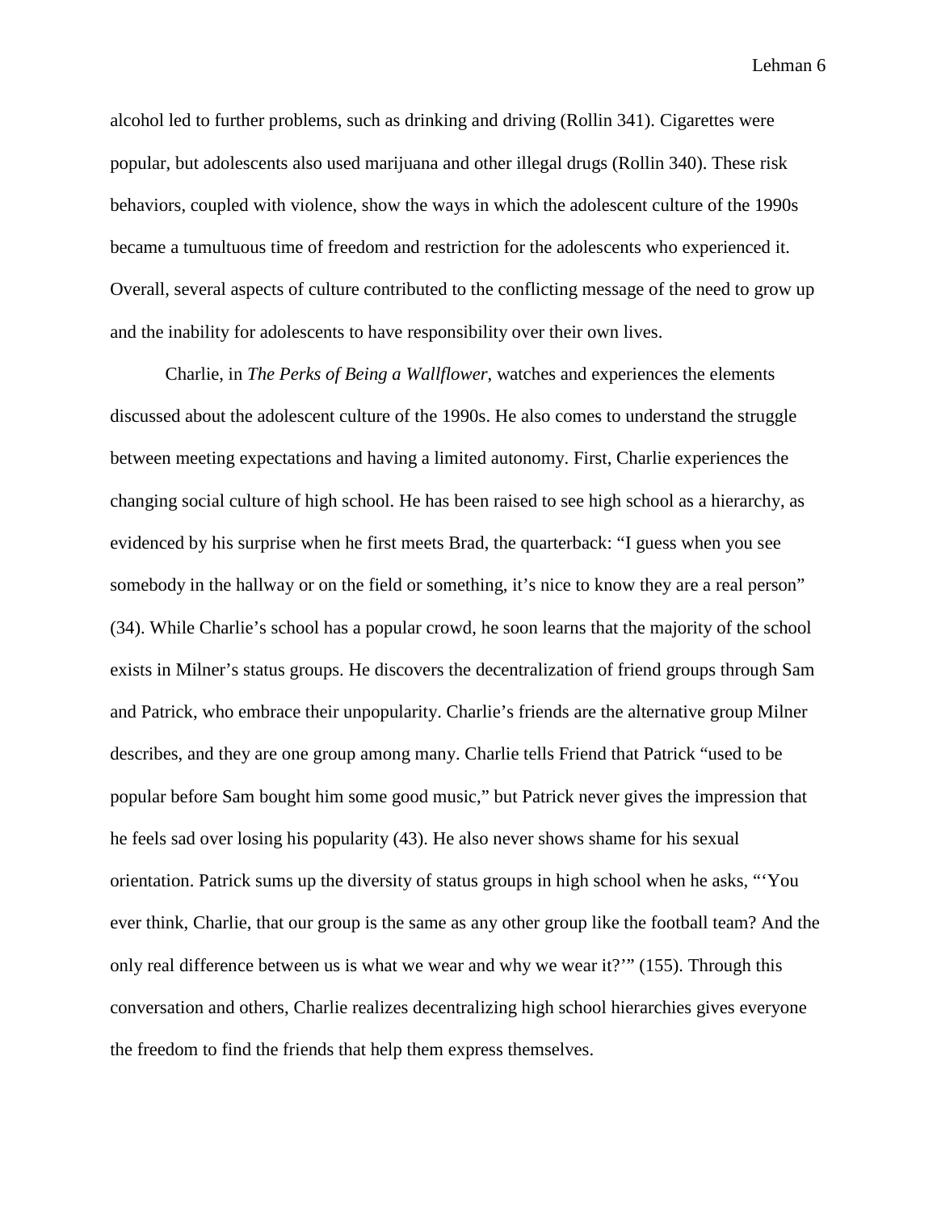alcohol led to further problems, such as drinking and driving (Rollin 341). Cigarettes were popular, but adolescents also used marijuana and other illegal drugs (Rollin 340). These risk behaviors, coupled with violence, show the ways in which the adolescent culture of the 1990s became a tumultuous time of freedom and restriction for the adolescents who experienced it. Overall, several aspects of culture contributed to the conflicting message of the need to grow up and the inability for adolescents to have responsibility over their own lives.

Charlie, in *The Perks of Being a Wallflower*, watches and experiences the elements discussed about the adolescent culture of the 1990s. He also comes to understand the struggle between meeting expectations and having a limited autonomy. First, Charlie experiences the changing social culture of high school. He has been raised to see high school as a hierarchy, as evidenced by his surprise when he first meets Brad, the quarterback: "I guess when you see somebody in the hallway or on the field or something, it's nice to know they are a real person" (34). While Charlie's school has a popular crowd, he soon learns that the majority of the school exists in Milner's status groups. He discovers the decentralization of friend groups through Sam and Patrick, who embrace their unpopularity. Charlie's friends are the alternative group Milner describes, and they are one group among many. Charlie tells Friend that Patrick "used to be popular before Sam bought him some good music," but Patrick never gives the impression that he feels sad over losing his popularity (43). He also never shows shame for his sexual orientation. Patrick sums up the diversity of status groups in high school when he asks, "'You ever think, Charlie, that our group is the same as any other group like the football team? And the only real difference between us is what we wear and why we wear it?'" (155). Through this conversation and others, Charlie realizes decentralizing high school hierarchies gives everyone the freedom to find the friends that help them express themselves.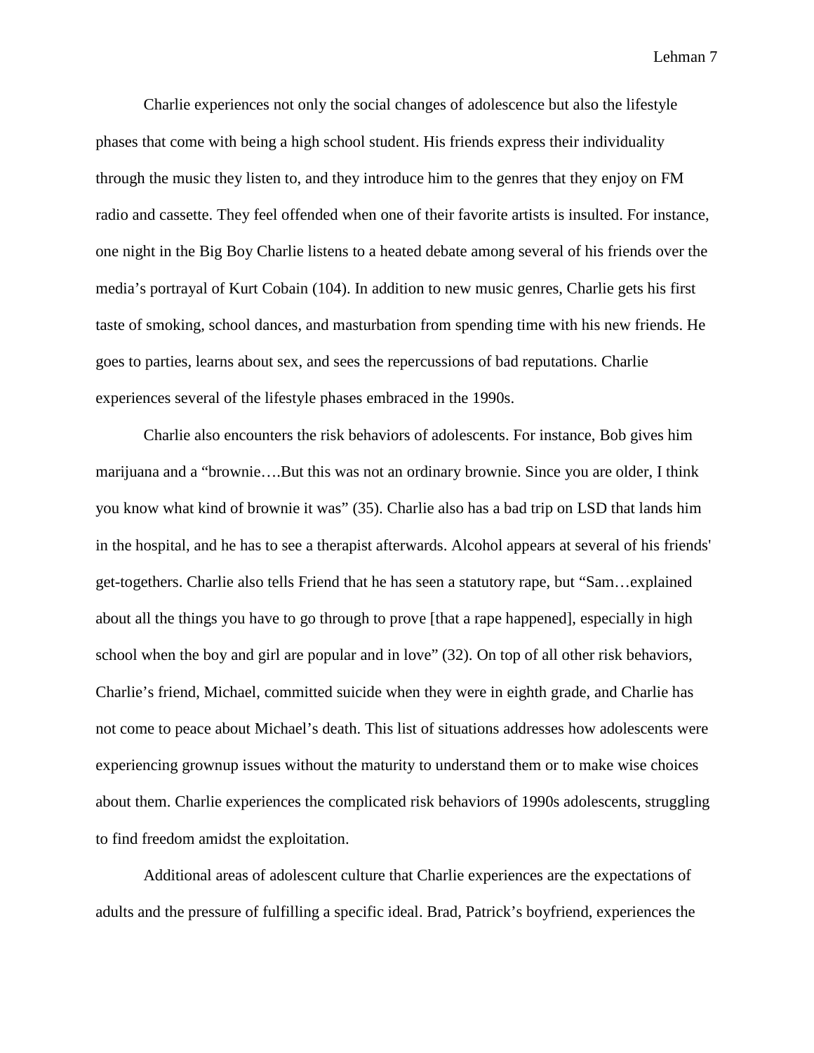Charlie experiences not only the social changes of adolescence but also the lifestyle phases that come with being a high school student. His friends express their individuality through the music they listen to, and they introduce him to the genres that they enjoy on FM radio and cassette. They feel offended when one of their favorite artists is insulted. For instance, one night in the Big Boy Charlie listens to a heated debate among several of his friends over the media's portrayal of Kurt Cobain (104). In addition to new music genres, Charlie gets his first taste of smoking, school dances, and masturbation from spending time with his new friends. He goes to parties, learns about sex, and sees the repercussions of bad reputations. Charlie experiences several of the lifestyle phases embraced in the 1990s.

Charlie also encounters the risk behaviors of adolescents. For instance, Bob gives him marijuana and a "brownie….But this was not an ordinary brownie. Since you are older, I think you know what kind of brownie it was" (35). Charlie also has a bad trip on LSD that lands him in the hospital, and he has to see a therapist afterwards. Alcohol appears at several of his friends' get-togethers. Charlie also tells Friend that he has seen a statutory rape, but "Sam…explained about all the things you have to go through to prove [that a rape happened], especially in high school when the boy and girl are popular and in love" (32). On top of all other risk behaviors, Charlie's friend, Michael, committed suicide when they were in eighth grade, and Charlie has not come to peace about Michael's death. This list of situations addresses how adolescents were experiencing grownup issues without the maturity to understand them or to make wise choices about them. Charlie experiences the complicated risk behaviors of 1990s adolescents, struggling to find freedom amidst the exploitation.

Additional areas of adolescent culture that Charlie experiences are the expectations of adults and the pressure of fulfilling a specific ideal. Brad, Patrick's boyfriend, experiences the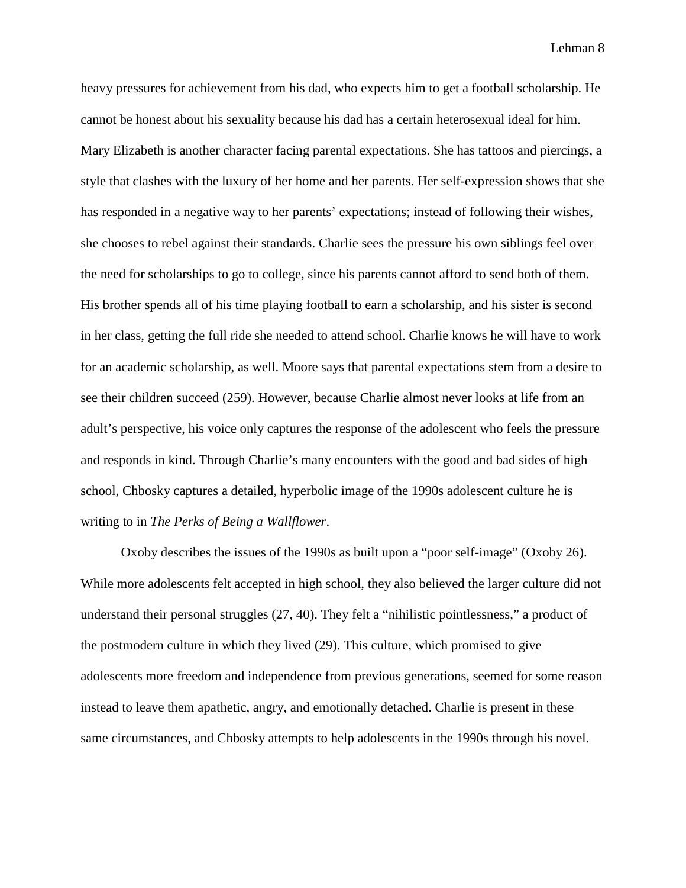heavy pressures for achievement from his dad, who expects him to get a football scholarship. He cannot be honest about his sexuality because his dad has a certain heterosexual ideal for him. Mary Elizabeth is another character facing parental expectations. She has tattoos and piercings, a style that clashes with the luxury of her home and her parents. Her self-expression shows that she has responded in a negative way to her parents' expectations; instead of following their wishes, she chooses to rebel against their standards. Charlie sees the pressure his own siblings feel over the need for scholarships to go to college, since his parents cannot afford to send both of them. His brother spends all of his time playing football to earn a scholarship, and his sister is second in her class, getting the full ride she needed to attend school. Charlie knows he will have to work for an academic scholarship, as well. Moore says that parental expectations stem from a desire to see their children succeed (259). However, because Charlie almost never looks at life from an adult's perspective, his voice only captures the response of the adolescent who feels the pressure and responds in kind. Through Charlie's many encounters with the good and bad sides of high school, Chbosky captures a detailed, hyperbolic image of the 1990s adolescent culture he is writing to in *The Perks of Being a Wallflower*.

Oxoby describes the issues of the 1990s as built upon a "poor self-image" (Oxoby 26). While more adolescents felt accepted in high school, they also believed the larger culture did not understand their personal struggles (27, 40). They felt a "nihilistic pointlessness," a product of the postmodern culture in which they lived (29). This culture, which promised to give adolescents more freedom and independence from previous generations, seemed for some reason instead to leave them apathetic, angry, and emotionally detached. Charlie is present in these same circumstances, and Chbosky attempts to help adolescents in the 1990s through his novel.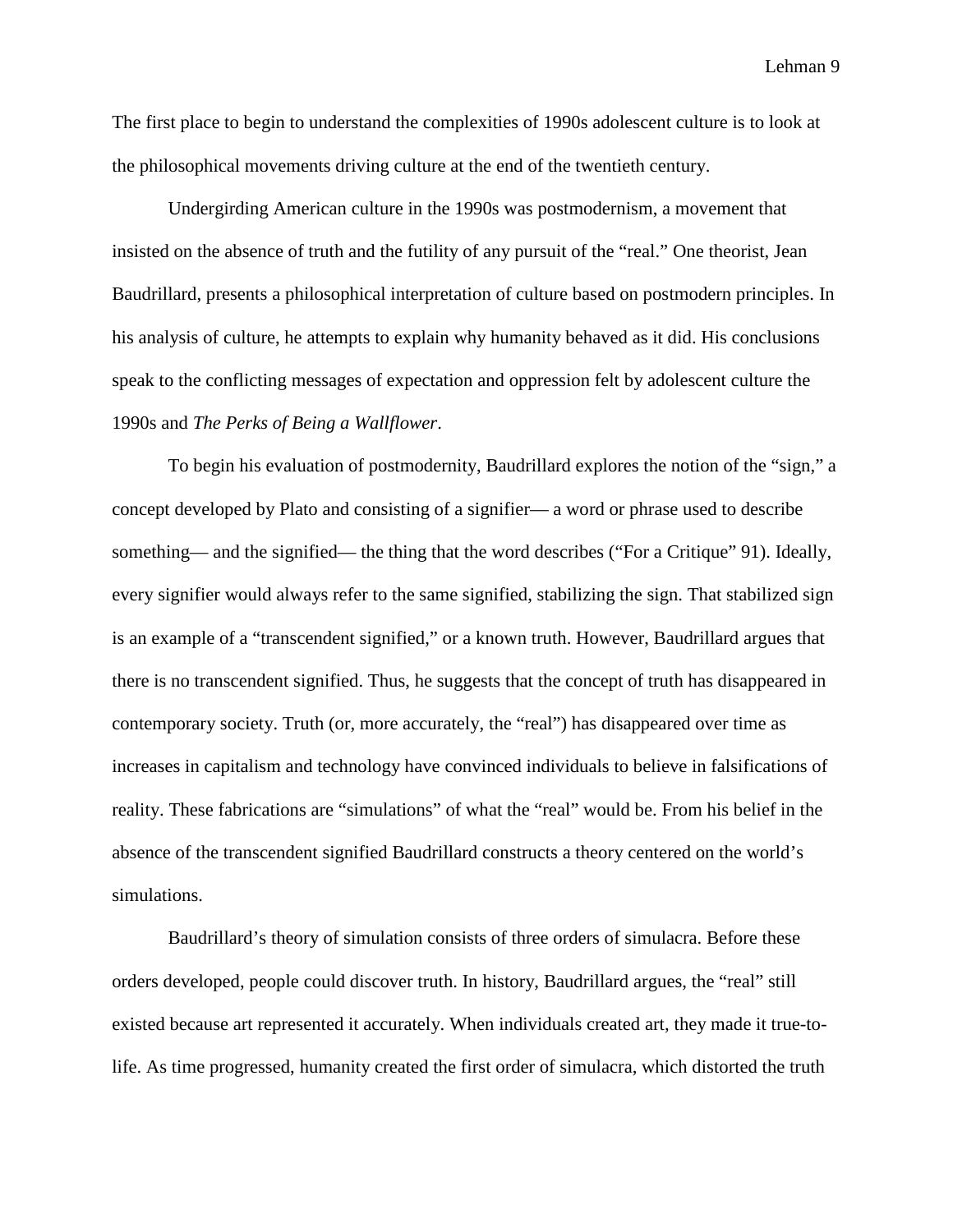The first place to begin to understand the complexities of 1990s adolescent culture is to look at the philosophical movements driving culture at the end of the twentieth century.

Undergirding American culture in the 1990s was postmodernism, a movement that insisted on the absence of truth and the futility of any pursuit of the "real." One theorist, Jean Baudrillard, presents a philosophical interpretation of culture based on postmodern principles. In his analysis of culture, he attempts to explain why humanity behaved as it did. His conclusions speak to the conflicting messages of expectation and oppression felt by adolescent culture the 1990s and *The Perks of Being a Wallflower*.

To begin his evaluation of postmodernity, Baudrillard explores the notion of the "sign," a concept developed by Plato and consisting of a signifier— a word or phrase used to describe something— and the signified— the thing that the word describes ("For a Critique" 91). Ideally, every signifier would always refer to the same signified, stabilizing the sign. That stabilized sign is an example of a "transcendent signified," or a known truth. However, Baudrillard argues that there is no transcendent signified. Thus, he suggests that the concept of truth has disappeared in contemporary society. Truth (or, more accurately, the "real") has disappeared over time as increases in capitalism and technology have convinced individuals to believe in falsifications of reality. These fabrications are "simulations" of what the "real" would be. From his belief in the absence of the transcendent signified Baudrillard constructs a theory centered on the world's simulations.

Baudrillard's theory of simulation consists of three orders of simulacra. Before these orders developed, people could discover truth. In history, Baudrillard argues, the "real" still existed because art represented it accurately. When individuals created art, they made it true-to-life. As time progressed, humanity created the first order of simulacra, which distorted the truth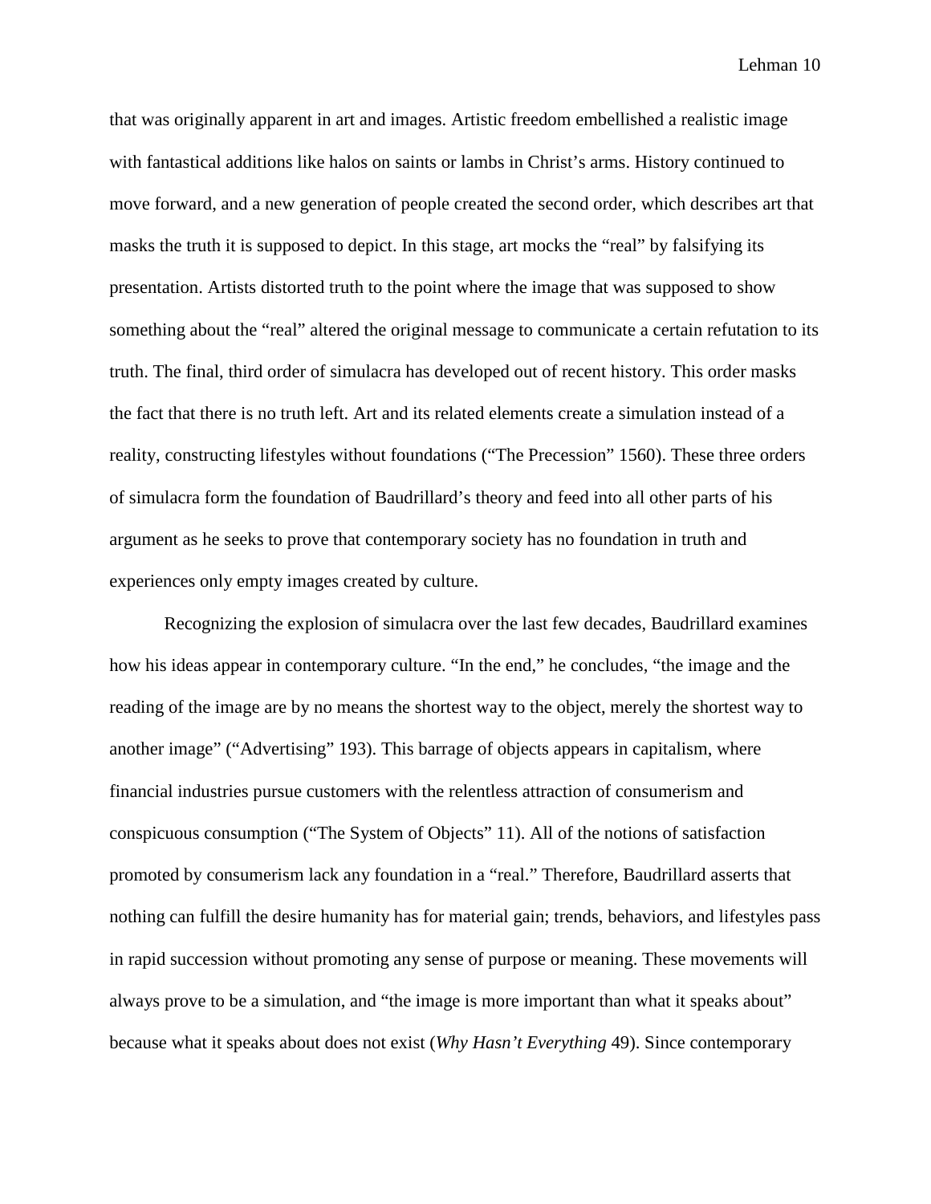that was originally apparent in art and images. Artistic freedom embellished a realistic image with fantastical additions like halos on saints or lambs in Christ's arms. History continued to move forward, and a new generation of people created the second order, which describes art that masks the truth it is supposed to depict. In this stage, art mocks the "real" by falsifying its presentation. Artists distorted truth to the point where the image that was supposed to show something about the "real" altered the original message to communicate a certain refutation to its truth. The final, third order of simulacra has developed out of recent history. This order masks the fact that there is no truth left. Art and its related elements create a simulation instead of a reality, constructing lifestyles without foundations ("The Precession" 1560). These three orders of simulacra form the foundation of Baudrillard's theory and feed into all other parts of his argument as he seeks to prove that contemporary society has no foundation in truth and experiences only empty images created by culture.

Recognizing the explosion of simulacra over the last few decades, Baudrillard examines how his ideas appear in contemporary culture. "In the end," he concludes, "the image and the reading of the image are by no means the shortest way to the object, merely the shortest way to another image" ("Advertising" 193). This barrage of objects appears in capitalism, where financial industries pursue customers with the relentless attraction of consumerism and conspicuous consumption ("The System of Objects" 11). All of the notions of satisfaction promoted by consumerism lack any foundation in a "real." Therefore, Baudrillard asserts that nothing can fulfill the desire humanity has for material gain; trends, behaviors, and lifestyles pass in rapid succession without promoting any sense of purpose or meaning. These movements will always prove to be a simulation, and "the image is more important than what it speaks about" because what it speaks about does not exist (*Why Hasn't Everything* 49). Since contemporary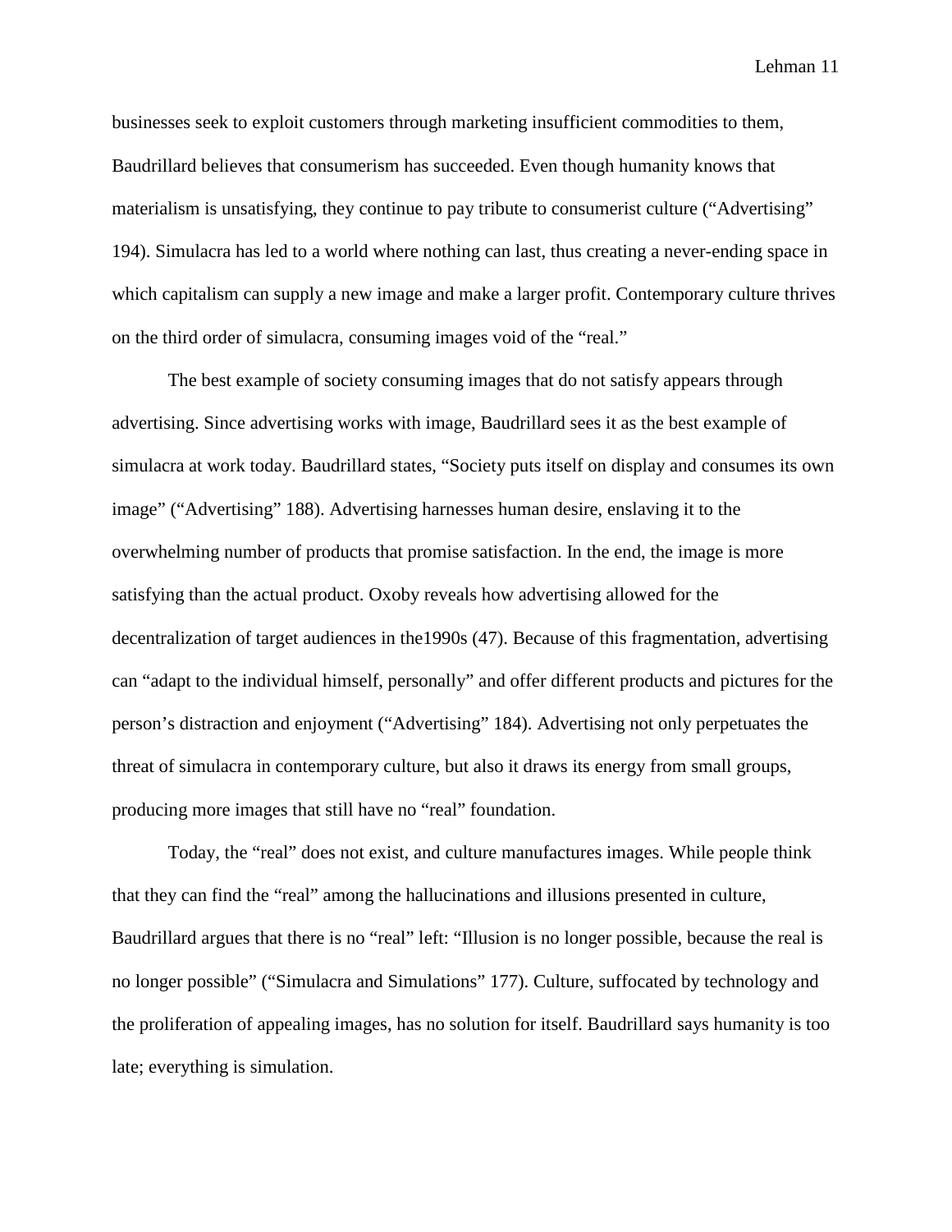businesses seek to exploit customers through marketing insufficient commodities to them, Baudrillard believes that consumerism has succeeded. Even though humanity knows that materialism is unsatisfying, they continue to pay tribute to consumerist culture ("Advertising" 194). Simulacra has led to a world where nothing can last, thus creating a never-ending space in which capitalism can supply a new image and make a larger profit. Contemporary culture thrives on the third order of simulacra, consuming images void of the "real."

The best example of society consuming images that do not satisfy appears through advertising. Since advertising works with image, Baudrillard sees it as the best example of simulacra at work today. Baudrillard states, "Society puts itself on display and consumes its own image" ("Advertising" 188). Advertising harnesses human desire, enslaving it to the overwhelming number of products that promise satisfaction. In the end, the image is more satisfying than the actual product. Oxoby reveals how advertising allowed for the decentralization of target audiences in the1990s (47). Because of this fragmentation, advertising can "adapt to the individual himself, personally" and offer different products and pictures for the person's distraction and enjoyment ("Advertising" 184). Advertising not only perpetuates the threat of simulacra in contemporary culture, but also it draws its energy from small groups, producing more images that still have no "real" foundation.

Today, the "real" does not exist, and culture manufactures images. While people think that they can find the "real" among the hallucinations and illusions presented in culture, Baudrillard argues that there is no "real" left: "Illusion is no longer possible, because the real is no longer possible" ("Simulacra and Simulations" 177). Culture, suffocated by technology and the proliferation of appealing images, has no solution for itself. Baudrillard says humanity is too late; everything is simulation.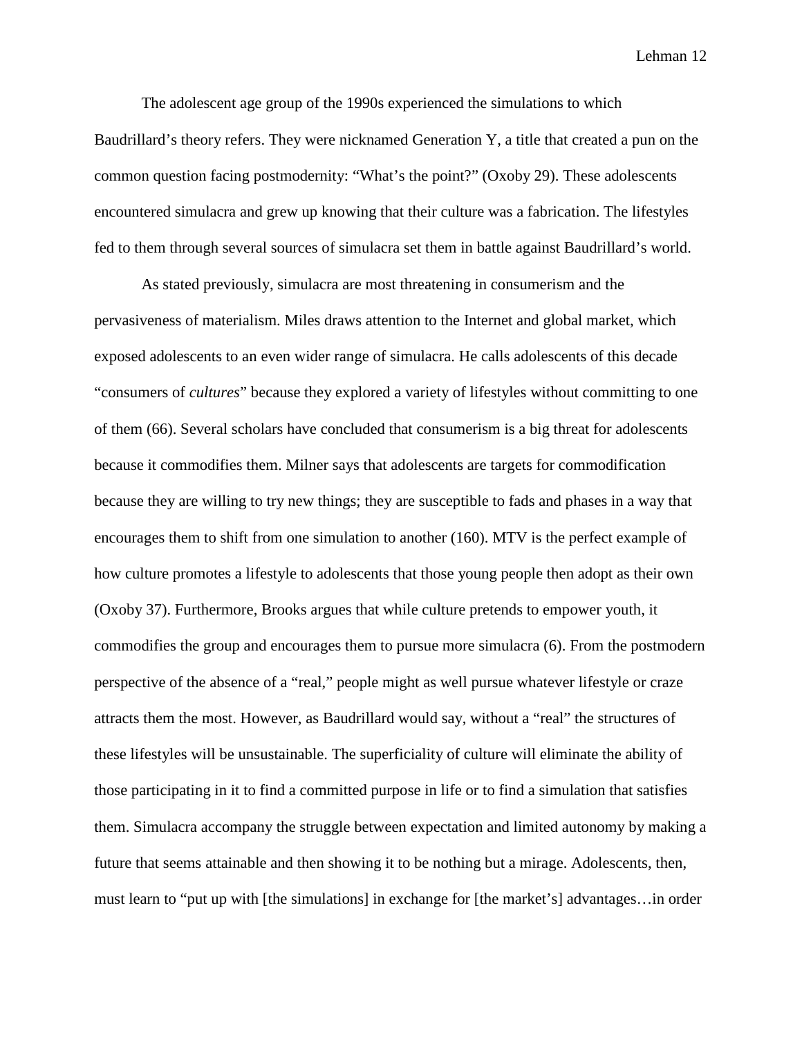The adolescent age group of the 1990s experienced the simulations to which Baudrillard's theory refers. They were nicknamed Generation Y, a title that created a pun on the common question facing postmodernity: "What's the point?" (Oxoby 29). These adolescents encountered simulacra and grew up knowing that their culture was a fabrication. The lifestyles fed to them through several sources of simulacra set them in battle against Baudrillard's world.

As stated previously, simulacra are most threatening in consumerism and the pervasiveness of materialism. Miles draws attention to the Internet and global market, which exposed adolescents to an even wider range of simulacra. He calls adolescents of this decade "consumers of *cultures*" because they explored a variety of lifestyles without committing to one of them (66). Several scholars have concluded that consumerism is a big threat for adolescents because it commodifies them. Milner says that adolescents are targets for commodification because they are willing to try new things; they are susceptible to fads and phases in a way that encourages them to shift from one simulation to another (160). MTV is the perfect example of how culture promotes a lifestyle to adolescents that those young people then adopt as their own (Oxoby 37). Furthermore, Brooks argues that while culture pretends to empower youth, it commodifies the group and encourages them to pursue more simulacra (6). From the postmodern perspective of the absence of a "real," people might as well pursue whatever lifestyle or craze attracts them the most. However, as Baudrillard would say, without a "real" the structures of these lifestyles will be unsustainable. The superficiality of culture will eliminate the ability of those participating in it to find a committed purpose in life or to find a simulation that satisfies them. Simulacra accompany the struggle between expectation and limited autonomy by making a future that seems attainable and then showing it to be nothing but a mirage. Adolescents, then, must learn to "put up with [the simulations] in exchange for [the market's] advantages…in order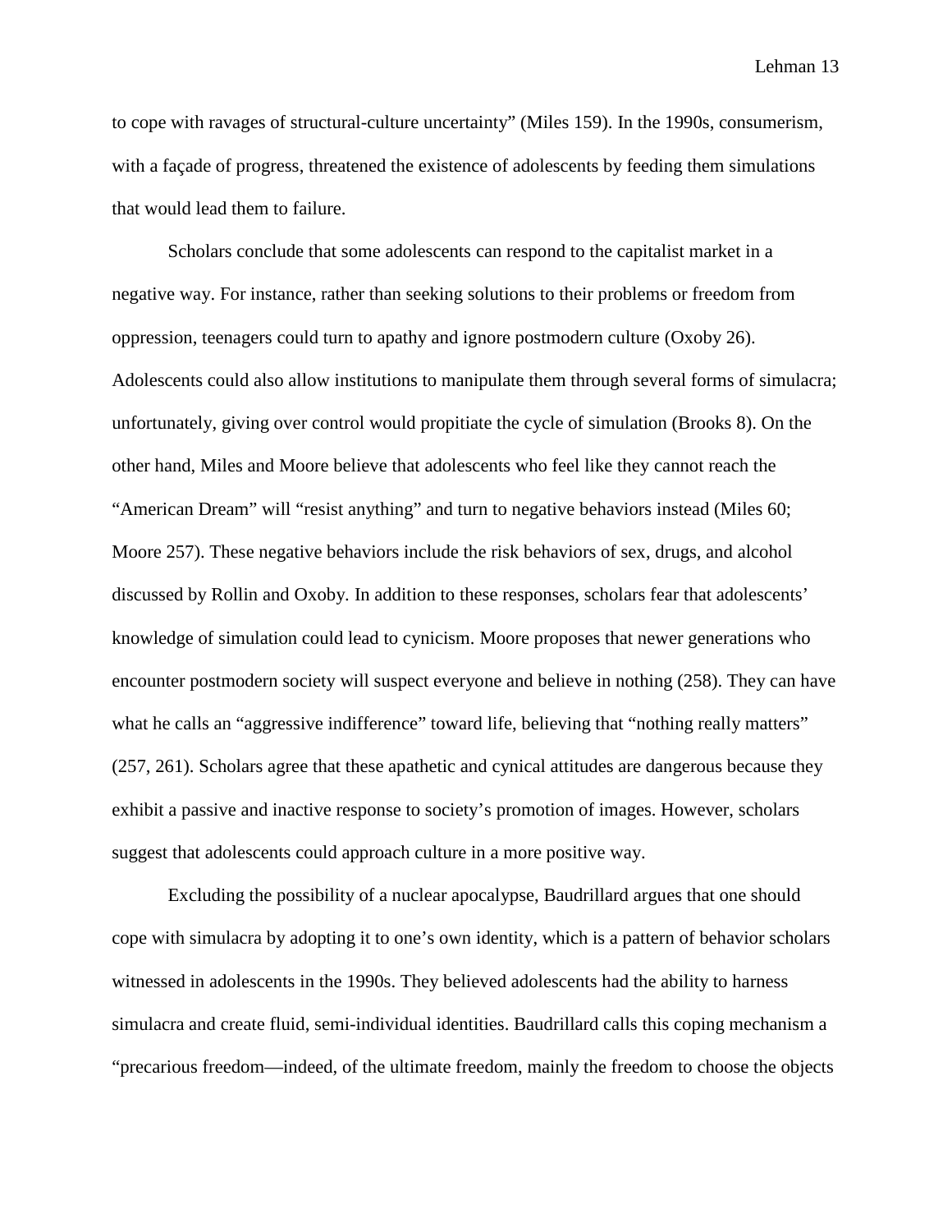to cope with ravages of structural-culture uncertainty" (Miles 159). In the 1990s, consumerism, with a façade of progress, threatened the existence of adolescents by feeding them simulations that would lead them to failure.

Scholars conclude that some adolescents can respond to the capitalist market in a negative way. For instance, rather than seeking solutions to their problems or freedom from oppression, teenagers could turn to apathy and ignore postmodern culture (Oxoby 26). Adolescents could also allow institutions to manipulate them through several forms of simulacra; unfortunately, giving over control would propitiate the cycle of simulation (Brooks 8). On the other hand, Miles and Moore believe that adolescents who feel like they cannot reach the "American Dream" will "resist anything" and turn to negative behaviors instead (Miles 60; Moore 257). These negative behaviors include the risk behaviors of sex, drugs, and alcohol discussed by Rollin and Oxoby. In addition to these responses, scholars fear that adolescents' knowledge of simulation could lead to cynicism. Moore proposes that newer generations who encounter postmodern society will suspect everyone and believe in nothing (258). They can have what he calls an "aggressive indifference" toward life, believing that "nothing really matters" (257, 261). Scholars agree that these apathetic and cynical attitudes are dangerous because they exhibit a passive and inactive response to society's promotion of images. However, scholars suggest that adolescents could approach culture in a more positive way.

Excluding the possibility of a nuclear apocalypse, Baudrillard argues that one should cope with simulacra by adopting it to one's own identity, which is a pattern of behavior scholars witnessed in adolescents in the 1990s. They believed adolescents had the ability to harness simulacra and create fluid, semi-individual identities. Baudrillard calls this coping mechanism a "precarious freedom—indeed, of the ultimate freedom, mainly the freedom to choose the objects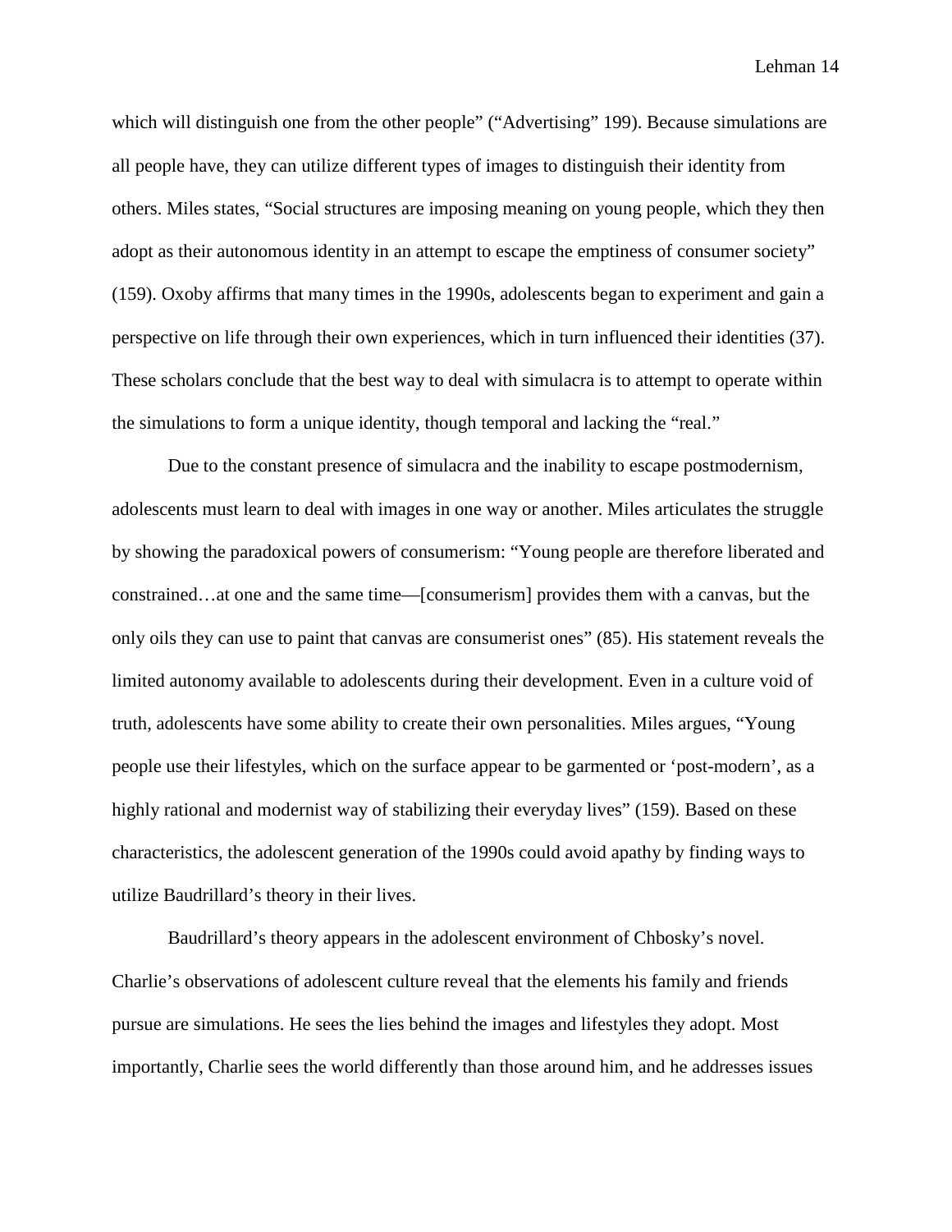which will distinguish one from the other people" ("Advertising" 199). Because simulations are all people have, they can utilize different types of images to distinguish their identity from others. Miles states, "Social structures are imposing meaning on young people, which they then adopt as their autonomous identity in an attempt to escape the emptiness of consumer society" (159). Oxoby affirms that many times in the 1990s, adolescents began to experiment and gain a perspective on life through their own experiences, which in turn influenced their identities (37). These scholars conclude that the best way to deal with simulacra is to attempt to operate within the simulations to form a unique identity, though temporal and lacking the "real."

Due to the constant presence of simulacra and the inability to escape postmodernism, adolescents must learn to deal with images in one way or another. Miles articulates the struggle by showing the paradoxical powers of consumerism: "Young people are therefore liberated and constrained…at one and the same time—[consumerism] provides them with a canvas, but the only oils they can use to paint that canvas are consumerist ones" (85). His statement reveals the limited autonomy available to adolescents during their development. Even in a culture void of truth, adolescents have some ability to create their own personalities. Miles argues, "Young people use their lifestyles, which on the surface appear to be garmented or 'post-modern', as a highly rational and modernist way of stabilizing their everyday lives" (159). Based on these characteristics, the adolescent generation of the 1990s could avoid apathy by finding ways to utilize Baudrillard's theory in their lives.

Baudrillard's theory appears in the adolescent environment of Chbosky's novel. Charlie's observations of adolescent culture reveal that the elements his family and friends pursue are simulations. He sees the lies behind the images and lifestyles they adopt. Most importantly, Charlie sees the world differently than those around him, and he addresses issues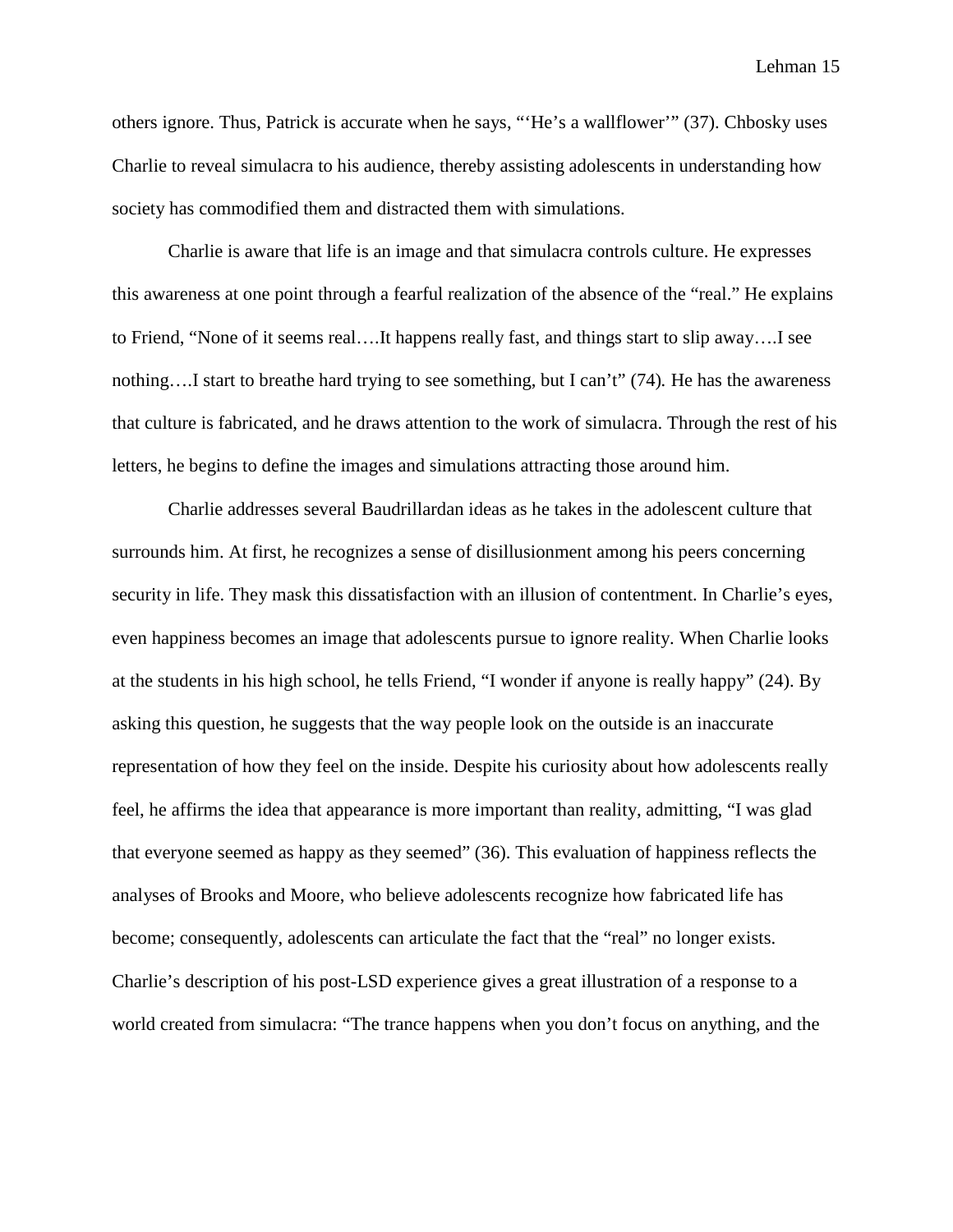others ignore. Thus, Patrick is accurate when he says, "'He's a wallflower'" (37). Chbosky uses Charlie to reveal simulacra to his audience, thereby assisting adolescents in understanding how society has commodified them and distracted them with simulations.

Charlie is aware that life is an image and that simulacra controls culture. He expresses this awareness at one point through a fearful realization of the absence of the "real." He explains to Friend, "None of it seems real….It happens really fast, and things start to slip away….I see nothing….I start to breathe hard trying to see something, but I can't" (74). He has the awareness that culture is fabricated, and he draws attention to the work of simulacra. Through the rest of his letters, he begins to define the images and simulations attracting those around him.

Charlie addresses several Baudrillardan ideas as he takes in the adolescent culture that surrounds him. At first, he recognizes a sense of disillusionment among his peers concerning security in life. They mask this dissatisfaction with an illusion of contentment. In Charlie's eyes, even happiness becomes an image that adolescents pursue to ignore reality. When Charlie looks at the students in his high school, he tells Friend, "I wonder if anyone is really happy" (24). By asking this question, he suggests that the way people look on the outside is an inaccurate representation of how they feel on the inside. Despite his curiosity about how adolescents really feel, he affirms the idea that appearance is more important than reality, admitting, "I was glad that everyone seemed as happy as they seemed" (36). This evaluation of happiness reflects the analyses of Brooks and Moore, who believe adolescents recognize how fabricated life has become; consequently, adolescents can articulate the fact that the "real" no longer exists. Charlie's description of his post-LSD experience gives a great illustration of a response to a world created from simulacra: "The trance happens when you don't focus on anything, and the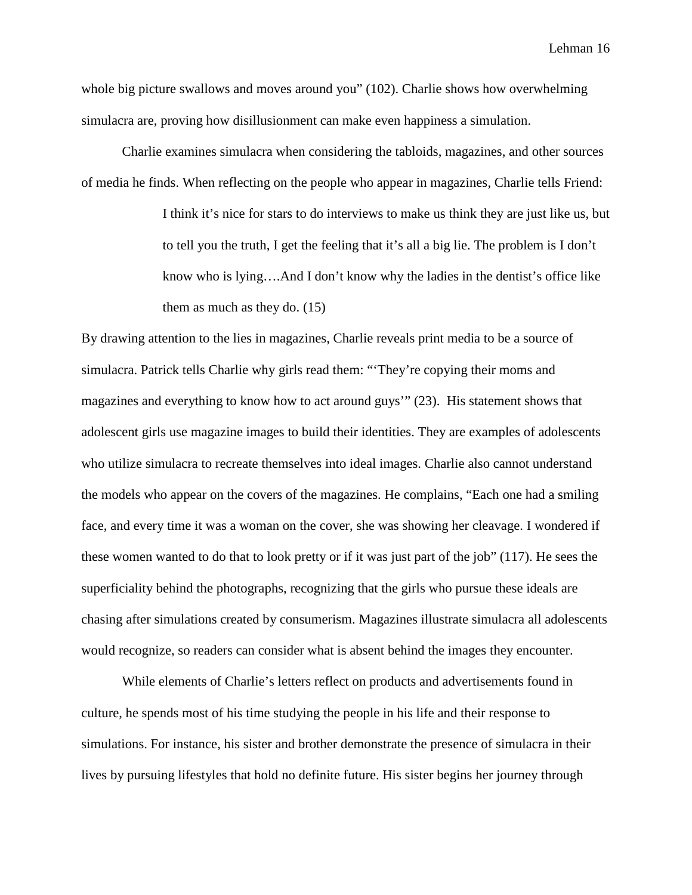whole big picture swallows and moves around you" (102). Charlie shows how overwhelming simulacra are, proving how disillusionment can make even happiness a simulation.

Charlie examines simulacra when considering the tabloids, magazines, and other sources of media he finds. When reflecting on the people who appear in magazines, Charlie tells Friend:

> I think it's nice for stars to do interviews to make us think they are just like us, but to tell you the truth, I get the feeling that it's all a big lie. The problem is I don't know who is lying….And I don't know why the ladies in the dentist's office like them as much as they do. (15)

By drawing attention to the lies in magazines, Charlie reveals print media to be a source of simulacra. Patrick tells Charlie why girls read them: "'They're copying their moms and magazines and everything to know how to act around guys'" (23). His statement shows that adolescent girls use magazine images to build their identities. They are examples of adolescents who utilize simulacra to recreate themselves into ideal images. Charlie also cannot understand the models who appear on the covers of the magazines. He complains, "Each one had a smiling face, and every time it was a woman on the cover, she was showing her cleavage. I wondered if these women wanted to do that to look pretty or if it was just part of the job" (117). He sees the superficiality behind the photographs, recognizing that the girls who pursue these ideals are chasing after simulations created by consumerism. Magazines illustrate simulacra all adolescents would recognize, so readers can consider what is absent behind the images they encounter.

While elements of Charlie's letters reflect on products and advertisements found in culture, he spends most of his time studying the people in his life and their response to simulations. For instance, his sister and brother demonstrate the presence of simulacra in their lives by pursuing lifestyles that hold no definite future. His sister begins her journey through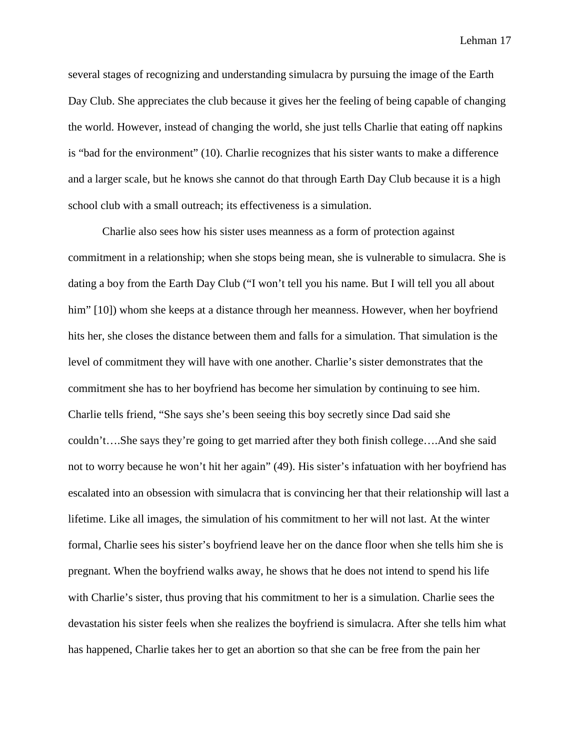several stages of recognizing and understanding simulacra by pursuing the image of the Earth Day Club. She appreciates the club because it gives her the feeling of being capable of changing the world. However, instead of changing the world, she just tells Charlie that eating off napkins is "bad for the environment" (10). Charlie recognizes that his sister wants to make a difference and a larger scale, but he knows she cannot do that through Earth Day Club because it is a high school club with a small outreach; its effectiveness is a simulation.

Charlie also sees how his sister uses meanness as a form of protection against commitment in a relationship; when she stops being mean, she is vulnerable to simulacra. She is dating a boy from the Earth Day Club ("I won't tell you his name. But I will tell you all about him" [10]) whom she keeps at a distance through her meanness. However, when her boyfriend hits her, she closes the distance between them and falls for a simulation. That simulation is the level of commitment they will have with one another. Charlie's sister demonstrates that the commitment she has to her boyfriend has become her simulation by continuing to see him. Charlie tells friend, "She says she's been seeing this boy secretly since Dad said she couldn't….She says they're going to get married after they both finish college….And she said not to worry because he won't hit her again" (49). His sister's infatuation with her boyfriend has escalated into an obsession with simulacra that is convincing her that their relationship will last a lifetime. Like all images, the simulation of his commitment to her will not last. At the winter formal, Charlie sees his sister's boyfriend leave her on the dance floor when she tells him she is pregnant. When the boyfriend walks away, he shows that he does not intend to spend his life with Charlie's sister, thus proving that his commitment to her is a simulation. Charlie sees the devastation his sister feels when she realizes the boyfriend is simulacra. After she tells him what has happened, Charlie takes her to get an abortion so that she can be free from the pain her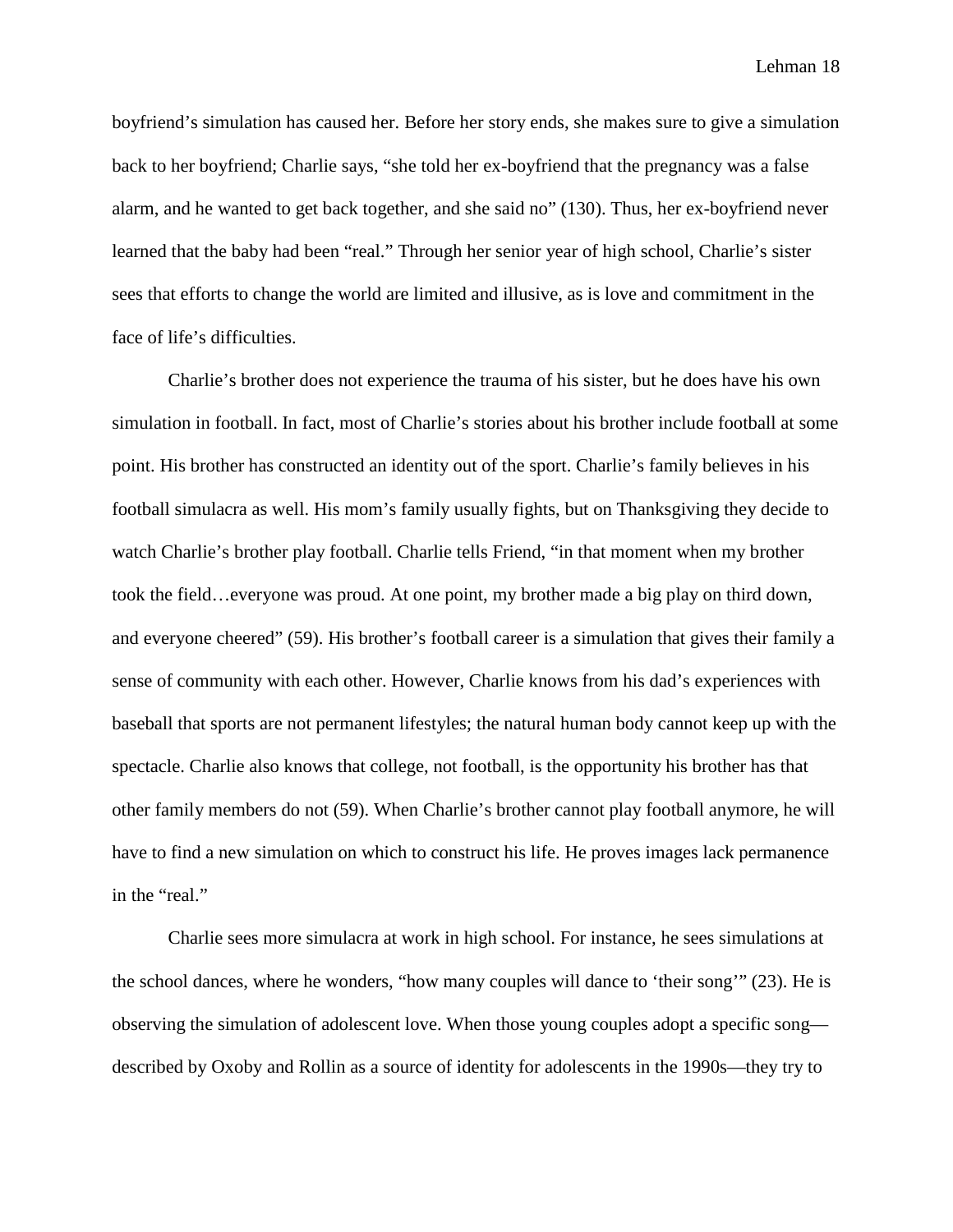boyfriend's simulation has caused her. Before her story ends, she makes sure to give a simulation back to her boyfriend; Charlie says, "she told her ex-boyfriend that the pregnancy was a false alarm, and he wanted to get back together, and she said no" (130). Thus, her ex-boyfriend never learned that the baby had been "real." Through her senior year of high school, Charlie's sister sees that efforts to change the world are limited and illusive, as is love and commitment in the face of life's difficulties.

Charlie's brother does not experience the trauma of his sister, but he does have his own simulation in football. In fact, most of Charlie's stories about his brother include football at some point. His brother has constructed an identity out of the sport. Charlie's family believes in his football simulacra as well. His mom's family usually fights, but on Thanksgiving they decide to watch Charlie's brother play football. Charlie tells Friend, "in that moment when my brother took the field…everyone was proud. At one point, my brother made a big play on third down, and everyone cheered" (59). His brother's football career is a simulation that gives their family a sense of community with each other. However, Charlie knows from his dad's experiences with baseball that sports are not permanent lifestyles; the natural human body cannot keep up with the spectacle. Charlie also knows that college, not football, is the opportunity his brother has that other family members do not (59). When Charlie's brother cannot play football anymore, he will have to find a new simulation on which to construct his life. He proves images lack permanence in the "real."

Charlie sees more simulacra at work in high school. For instance, he sees simulations at the school dances, where he wonders, "how many couples will dance to 'their song'" (23). He is observing the simulation of adolescent love. When those young couples adopt a specific song—described by Oxoby and Rollin as a source of identity for adolescents in the 1990s—they try to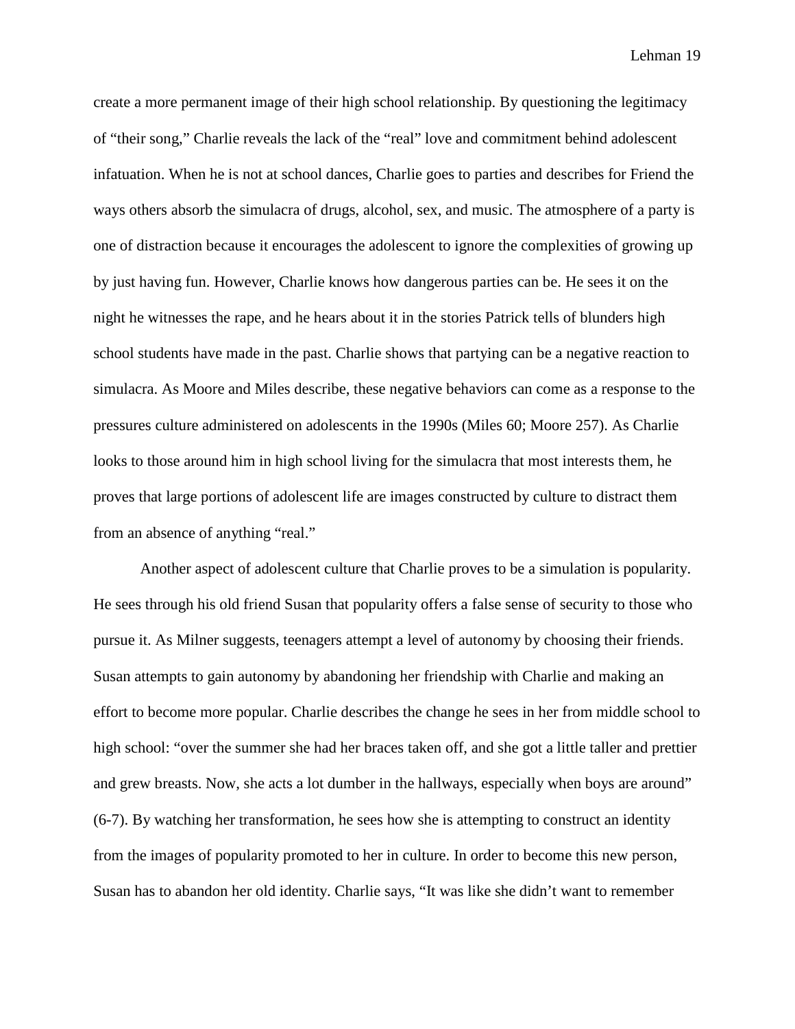create a more permanent image of their high school relationship. By questioning the legitimacy of "their song," Charlie reveals the lack of the "real" love and commitment behind adolescent infatuation. When he is not at school dances, Charlie goes to parties and describes for Friend the ways others absorb the simulacra of drugs, alcohol, sex, and music. The atmosphere of a party is one of distraction because it encourages the adolescent to ignore the complexities of growing up by just having fun. However, Charlie knows how dangerous parties can be. He sees it on the night he witnesses the rape, and he hears about it in the stories Patrick tells of blunders high school students have made in the past. Charlie shows that partying can be a negative reaction to simulacra. As Moore and Miles describe, these negative behaviors can come as a response to the pressures culture administered on adolescents in the 1990s (Miles 60; Moore 257). As Charlie looks to those around him in high school living for the simulacra that most interests them, he proves that large portions of adolescent life are images constructed by culture to distract them from an absence of anything "real."

Another aspect of adolescent culture that Charlie proves to be a simulation is popularity. He sees through his old friend Susan that popularity offers a false sense of security to those who pursue it. As Milner suggests, teenagers attempt a level of autonomy by choosing their friends. Susan attempts to gain autonomy by abandoning her friendship with Charlie and making an effort to become more popular. Charlie describes the change he sees in her from middle school to high school: "over the summer she had her braces taken off, and she got a little taller and prettier and grew breasts. Now, she acts a lot dumber in the hallways, especially when boys are around" (6-7). By watching her transformation, he sees how she is attempting to construct an identity from the images of popularity promoted to her in culture. In order to become this new person, Susan has to abandon her old identity. Charlie says, "It was like she didn't want to remember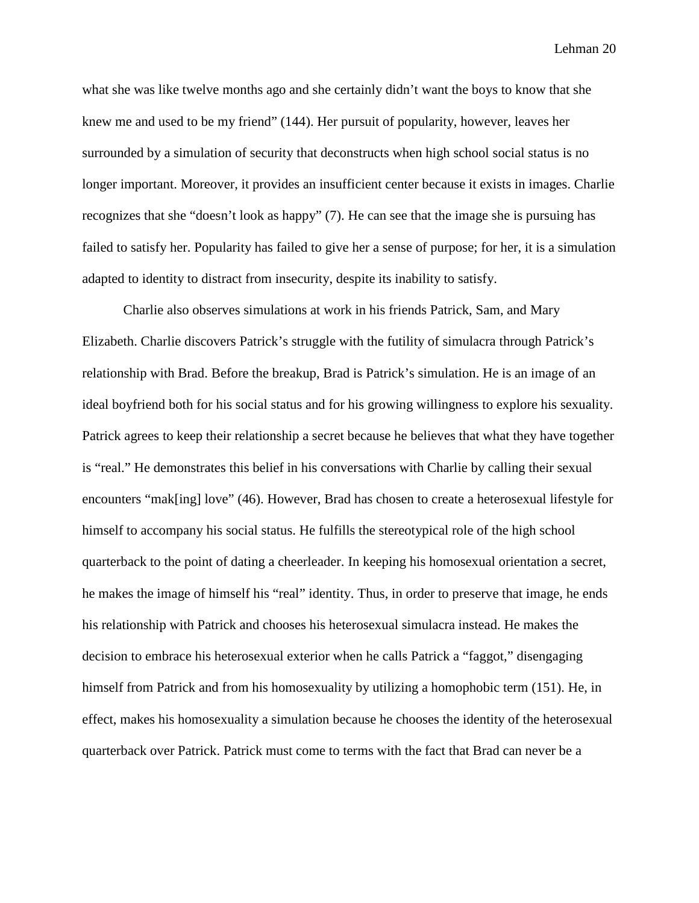what she was like twelve months ago and she certainly didn't want the boys to know that she knew me and used to be my friend" (144). Her pursuit of popularity, however, leaves her surrounded by a simulation of security that deconstructs when high school social status is no longer important. Moreover, it provides an insufficient center because it exists in images. Charlie recognizes that she "doesn't look as happy" (7). He can see that the image she is pursuing has failed to satisfy her. Popularity has failed to give her a sense of purpose; for her, it is a simulation adapted to identity to distract from insecurity, despite its inability to satisfy.

Charlie also observes simulations at work in his friends Patrick, Sam, and Mary Elizabeth. Charlie discovers Patrick's struggle with the futility of simulacra through Patrick's relationship with Brad. Before the breakup, Brad is Patrick's simulation. He is an image of an ideal boyfriend both for his social status and for his growing willingness to explore his sexuality. Patrick agrees to keep their relationship a secret because he believes that what they have together is "real." He demonstrates this belief in his conversations with Charlie by calling their sexual encounters "mak[ing] love" (46). However, Brad has chosen to create a heterosexual lifestyle for himself to accompany his social status. He fulfills the stereotypical role of the high school quarterback to the point of dating a cheerleader. In keeping his homosexual orientation a secret, he makes the image of himself his "real" identity. Thus, in order to preserve that image, he ends his relationship with Patrick and chooses his heterosexual simulacra instead. He makes the decision to embrace his heterosexual exterior when he calls Patrick a "faggot," disengaging himself from Patrick and from his homosexuality by utilizing a homophobic term (151). He, in effect, makes his homosexuality a simulation because he chooses the identity of the heterosexual quarterback over Patrick. Patrick must come to terms with the fact that Brad can never be a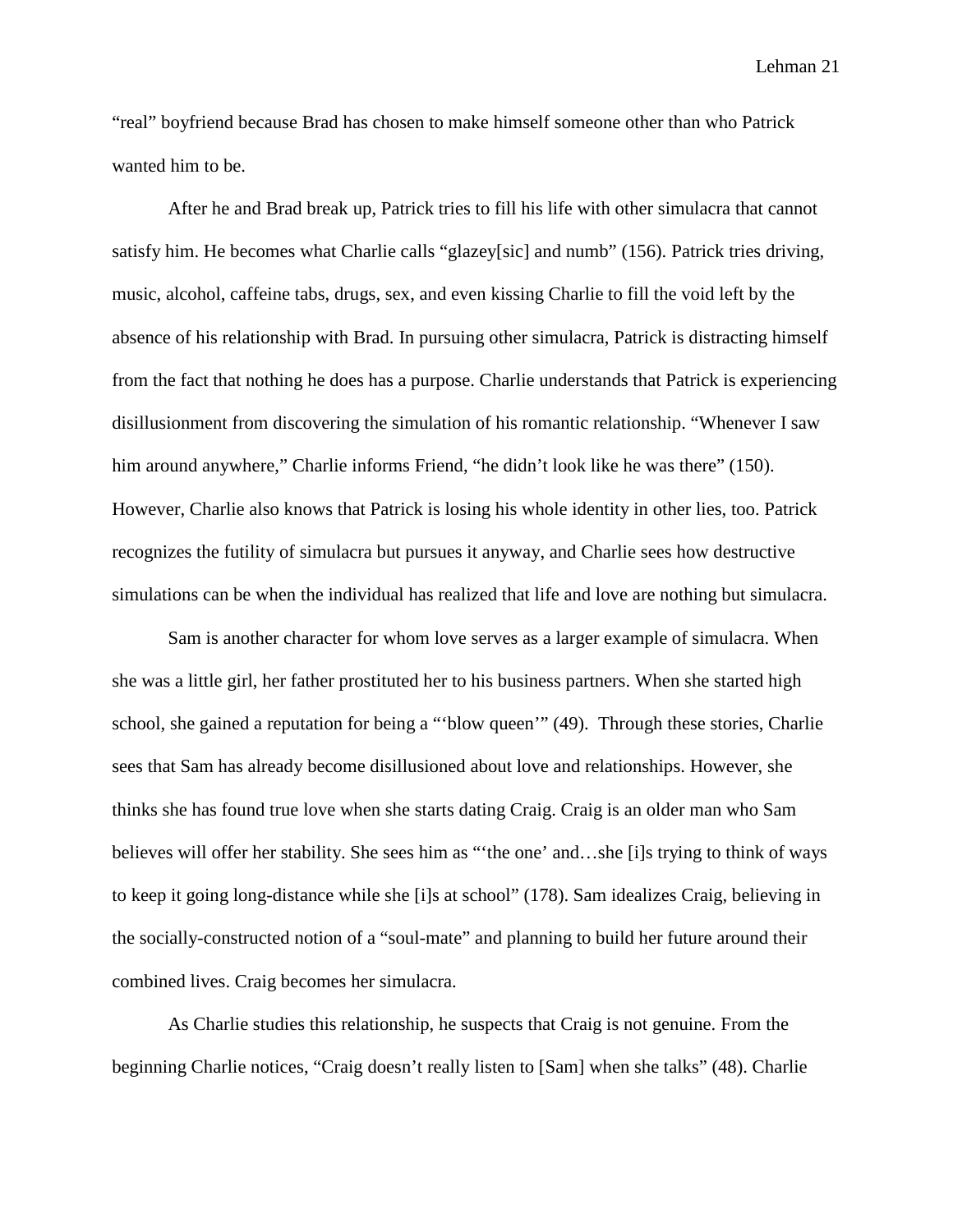"real" boyfriend because Brad has chosen to make himself someone other than who Patrick wanted him to be.

After he and Brad break up, Patrick tries to fill his life with other simulacra that cannot satisfy him. He becomes what Charlie calls "glazey[sic] and numb" (156). Patrick tries driving, music, alcohol, caffeine tabs, drugs, sex, and even kissing Charlie to fill the void left by the absence of his relationship with Brad. In pursuing other simulacra, Patrick is distracting himself from the fact that nothing he does has a purpose. Charlie understands that Patrick is experiencing disillusionment from discovering the simulation of his romantic relationship. "Whenever I saw him around anywhere," Charlie informs Friend, "he didn't look like he was there" (150). However, Charlie also knows that Patrick is losing his whole identity in other lies, too. Patrick recognizes the futility of simulacra but pursues it anyway, and Charlie sees how destructive simulations can be when the individual has realized that life and love are nothing but simulacra.

Sam is another character for whom love serves as a larger example of simulacra. When she was a little girl, her father prostituted her to his business partners. When she started high school, she gained a reputation for being a "'blow queen'" (49). Through these stories, Charlie sees that Sam has already become disillusioned about love and relationships. However, she thinks she has found true love when she starts dating Craig. Craig is an older man who Sam believes will offer her stability. She sees him as "'the one' and…she [i]s trying to think of ways to keep it going long-distance while she [i]s at school" (178). Sam idealizes Craig, believing in the socially-constructed notion of a "soul-mate" and planning to build her future around their combined lives. Craig becomes her simulacra.

As Charlie studies this relationship, he suspects that Craig is not genuine. From the beginning Charlie notices, "Craig doesn't really listen to [Sam] when she talks" (48). Charlie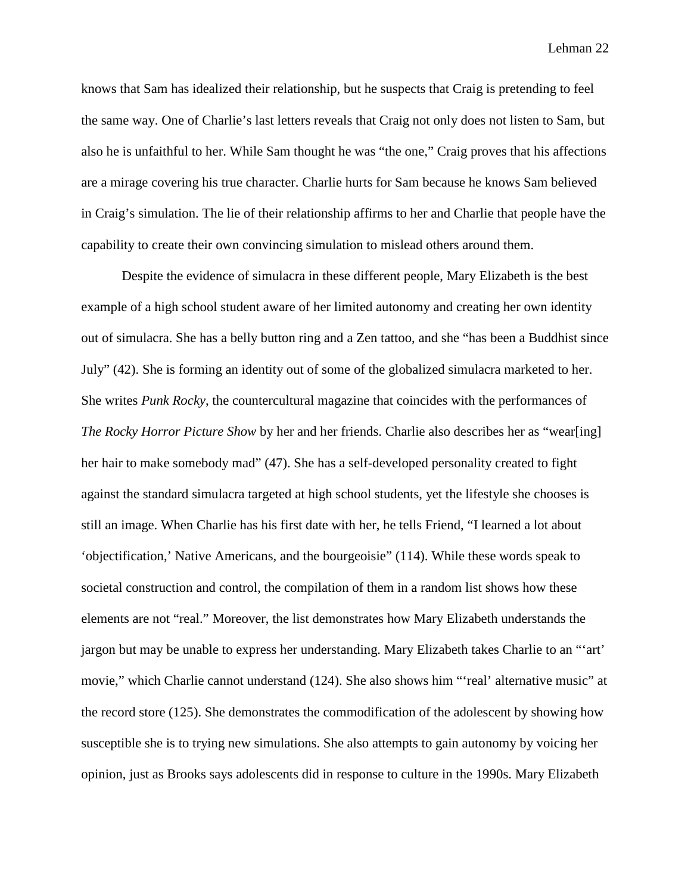knows that Sam has idealized their relationship, but he suspects that Craig is pretending to feel the same way. One of Charlie's last letters reveals that Craig not only does not listen to Sam, but also he is unfaithful to her. While Sam thought he was "the one," Craig proves that his affections are a mirage covering his true character. Charlie hurts for Sam because he knows Sam believed in Craig's simulation. The lie of their relationship affirms to her and Charlie that people have the capability to create their own convincing simulation to mislead others around them.

Despite the evidence of simulacra in these different people, Mary Elizabeth is the best example of a high school student aware of her limited autonomy and creating her own identity out of simulacra. She has a belly button ring and a Zen tattoo, and she "has been a Buddhist since July" (42). She is forming an identity out of some of the globalized simulacra marketed to her. She writes *Punk Rocky*, the countercultural magazine that coincides with the performances of *The Rocky Horror Picture Show* by her and her friends. Charlie also describes her as "wear[ing] her hair to make somebody mad" (47). She has a self-developed personality created to fight against the standard simulacra targeted at high school students, yet the lifestyle she chooses is still an image. When Charlie has his first date with her, he tells Friend, "I learned a lot about 'objectification,' Native Americans, and the bourgeoisie" (114). While these words speak to societal construction and control, the compilation of them in a random list shows how these elements are not "real." Moreover, the list demonstrates how Mary Elizabeth understands the jargon but may be unable to express her understanding. Mary Elizabeth takes Charlie to an "'art' movie," which Charlie cannot understand (124). She also shows him "'real' alternative music" at the record store (125). She demonstrates the commodification of the adolescent by showing how susceptible she is to trying new simulations. She also attempts to gain autonomy by voicing her opinion, just as Brooks says adolescents did in response to culture in the 1990s. Mary Elizabeth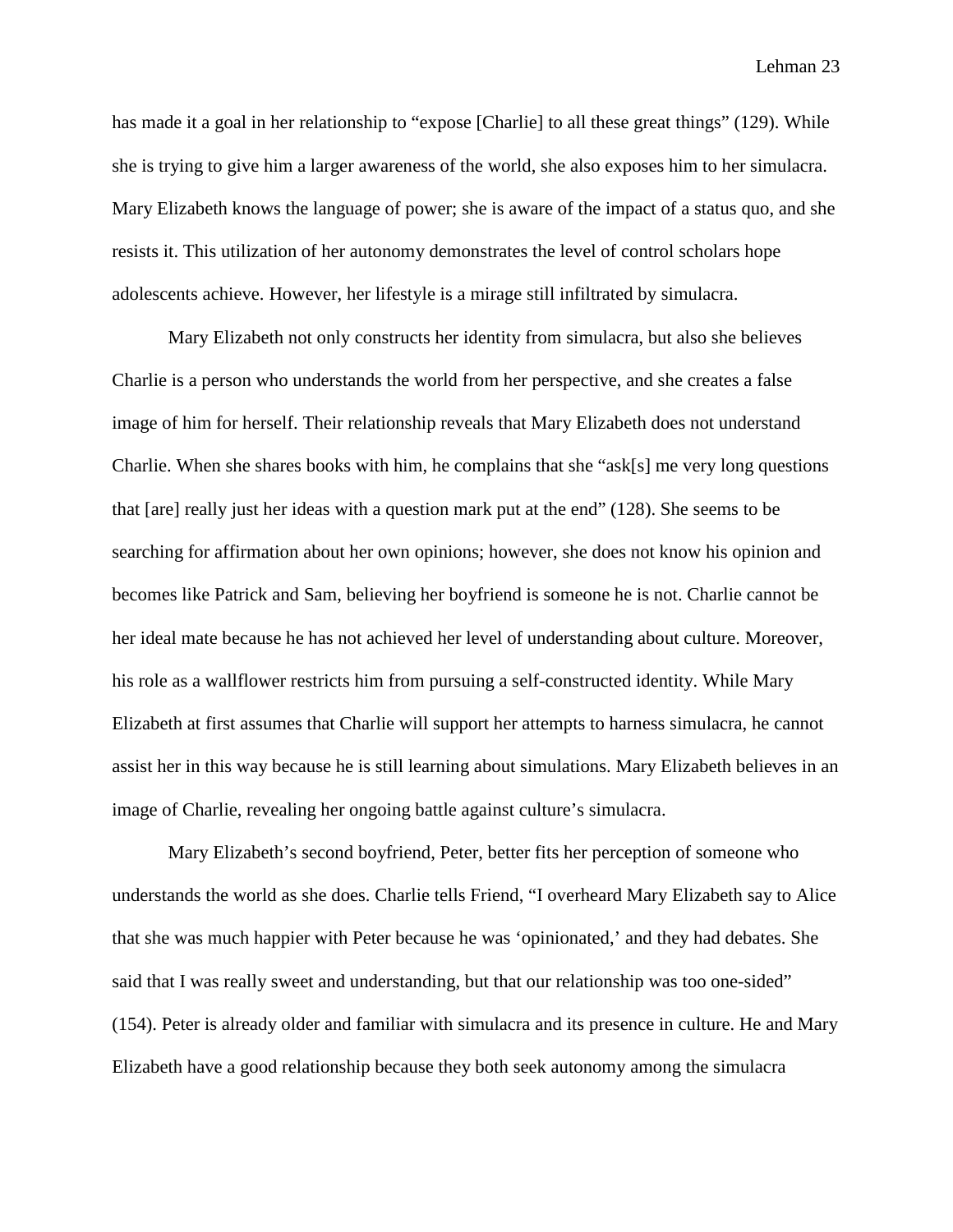has made it a goal in her relationship to "expose [Charlie] to all these great things" (129). While she is trying to give him a larger awareness of the world, she also exposes him to her simulacra. Mary Elizabeth knows the language of power; she is aware of the impact of a status quo, and she resists it. This utilization of her autonomy demonstrates the level of control scholars hope adolescents achieve. However, her lifestyle is a mirage still infiltrated by simulacra.

Mary Elizabeth not only constructs her identity from simulacra, but also she believes Charlie is a person who understands the world from her perspective, and she creates a false image of him for herself. Their relationship reveals that Mary Elizabeth does not understand Charlie. When she shares books with him, he complains that she "ask[s] me very long questions that [are] really just her ideas with a question mark put at the end" (128). She seems to be searching for affirmation about her own opinions; however, she does not know his opinion and becomes like Patrick and Sam, believing her boyfriend is someone he is not. Charlie cannot be her ideal mate because he has not achieved her level of understanding about culture. Moreover, his role as a wallflower restricts him from pursuing a self-constructed identity. While Mary Elizabeth at first assumes that Charlie will support her attempts to harness simulacra, he cannot assist her in this way because he is still learning about simulations. Mary Elizabeth believes in an image of Charlie, revealing her ongoing battle against culture's simulacra.

Mary Elizabeth's second boyfriend, Peter, better fits her perception of someone who understands the world as she does. Charlie tells Friend, "I overheard Mary Elizabeth say to Alice that she was much happier with Peter because he was 'opinionated,' and they had debates. She said that I was really sweet and understanding, but that our relationship was too one-sided" (154). Peter is already older and familiar with simulacra and its presence in culture. He and Mary Elizabeth have a good relationship because they both seek autonomy among the simulacra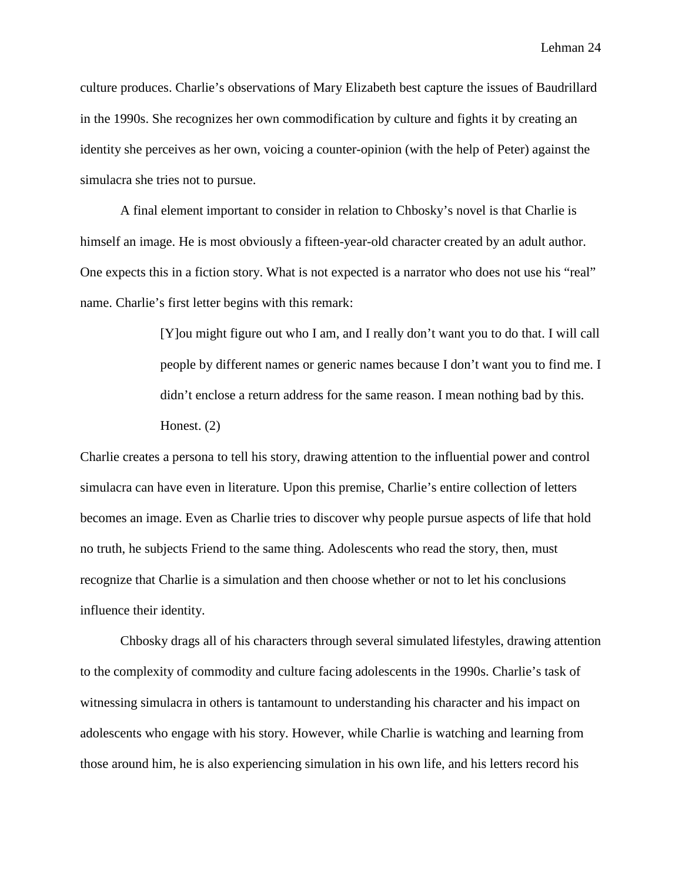culture produces. Charlie's observations of Mary Elizabeth best capture the issues of Baudrillard in the 1990s. She recognizes her own commodification by culture and fights it by creating an identity she perceives as her own, voicing a counter-opinion (with the help of Peter) against the simulacra she tries not to pursue.

A final element important to consider in relation to Chbosky's novel is that Charlie is himself an image. He is most obviously a fifteen-year-old character created by an adult author. One expects this in a fiction story. What is not expected is a narrator who does not use his "real" name. Charlie's first letter begins with this remark:

> [Y]ou might figure out who I am, and I really don't want you to do that. I will call people by different names or generic names because I don't want you to find me. I didn't enclose a return address for the same reason. I mean nothing bad by this. Honest. (2)

Charlie creates a persona to tell his story, drawing attention to the influential power and control simulacra can have even in literature. Upon this premise, Charlie's entire collection of letters becomes an image. Even as Charlie tries to discover why people pursue aspects of life that hold no truth, he subjects Friend to the same thing. Adolescents who read the story, then, must recognize that Charlie is a simulation and then choose whether or not to let his conclusions influence their identity.

Chbosky drags all of his characters through several simulated lifestyles, drawing attention to the complexity of commodity and culture facing adolescents in the 1990s. Charlie's task of witnessing simulacra in others is tantamount to understanding his character and his impact on adolescents who engage with his story. However, while Charlie is watching and learning from those around him, he is also experiencing simulation in his own life, and his letters record his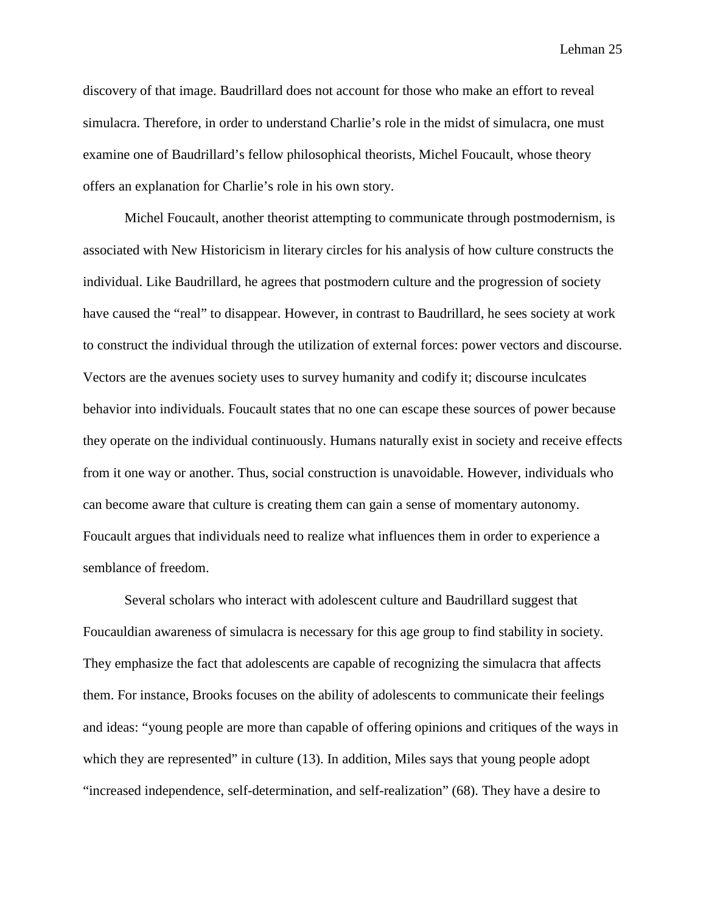discovery of that image. Baudrillard does not account for those who make an effort to reveal simulacra. Therefore, in order to understand Charlie's role in the midst of simulacra, one must examine one of Baudrillard's fellow philosophical theorists, Michel Foucault, whose theory offers an explanation for Charlie's role in his own story.

Michel Foucault, another theorist attempting to communicate through postmodernism, is associated with New Historicism in literary circles for his analysis of how culture constructs the individual. Like Baudrillard, he agrees that postmodern culture and the progression of society have caused the "real" to disappear. However, in contrast to Baudrillard, he sees society at work to construct the individual through the utilization of external forces: power vectors and discourse. Vectors are the avenues society uses to survey humanity and codify it; discourse inculcates behavior into individuals. Foucault states that no one can escape these sources of power because they operate on the individual continuously. Humans naturally exist in society and receive effects from it one way or another. Thus, social construction is unavoidable. However, individuals who can become aware that culture is creating them can gain a sense of momentary autonomy. Foucault argues that individuals need to realize what influences them in order to experience a semblance of freedom.

Several scholars who interact with adolescent culture and Baudrillard suggest that Foucauldian awareness of simulacra is necessary for this age group to find stability in society. They emphasize the fact that adolescents are capable of recognizing the simulacra that affects them. For instance, Brooks focuses on the ability of adolescents to communicate their feelings and ideas: "young people are more than capable of offering opinions and critiques of the ways in which they are represented" in culture (13). In addition, Miles says that young people adopt "increased independence, self-determination, and self-realization" (68). They have a desire to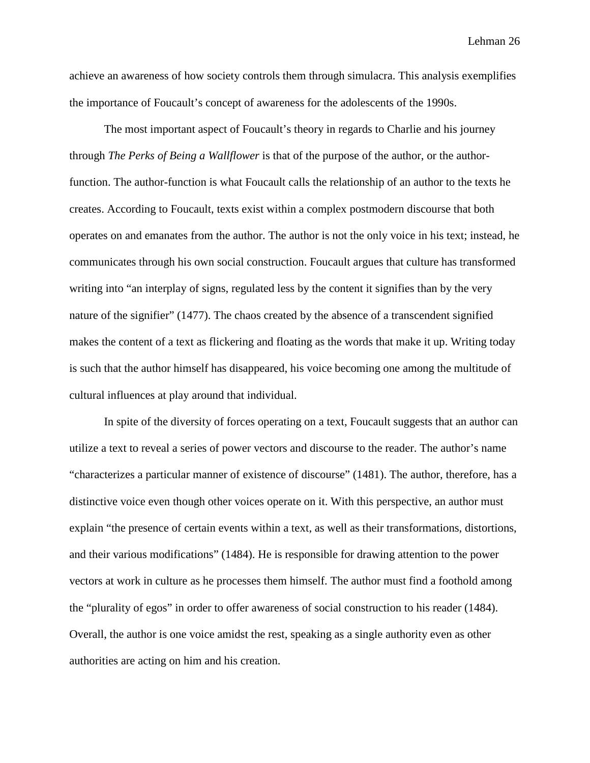achieve an awareness of how society controls them through simulacra. This analysis exemplifies the importance of Foucault's concept of awareness for the adolescents of the 1990s.

The most important aspect of Foucault's theory in regards to Charlie and his journey through *The Perks of Being a Wallflower* is that of the purpose of the author, or the author-function. The author-function is what Foucault calls the relationship of an author to the texts he creates. According to Foucault, texts exist within a complex postmodern discourse that both operates on and emanates from the author. The author is not the only voice in his text; instead, he communicates through his own social construction. Foucault argues that culture has transformed writing into "an interplay of signs, regulated less by the content it signifies than by the very nature of the signifier" (1477). The chaos created by the absence of a transcendent signified makes the content of a text as flickering and floating as the words that make it up. Writing today is such that the author himself has disappeared, his voice becoming one among the multitude of cultural influences at play around that individual.

In spite of the diversity of forces operating on a text, Foucault suggests that an author can utilize a text to reveal a series of power vectors and discourse to the reader. The author's name "characterizes a particular manner of existence of discourse" (1481). The author, therefore, has a distinctive voice even though other voices operate on it. With this perspective, an author must explain "the presence of certain events within a text, as well as their transformations, distortions, and their various modifications" (1484). He is responsible for drawing attention to the power vectors at work in culture as he processes them himself. The author must find a foothold among the "plurality of egos" in order to offer awareness of social construction to his reader (1484). Overall, the author is one voice amidst the rest, speaking as a single authority even as other authorities are acting on him and his creation.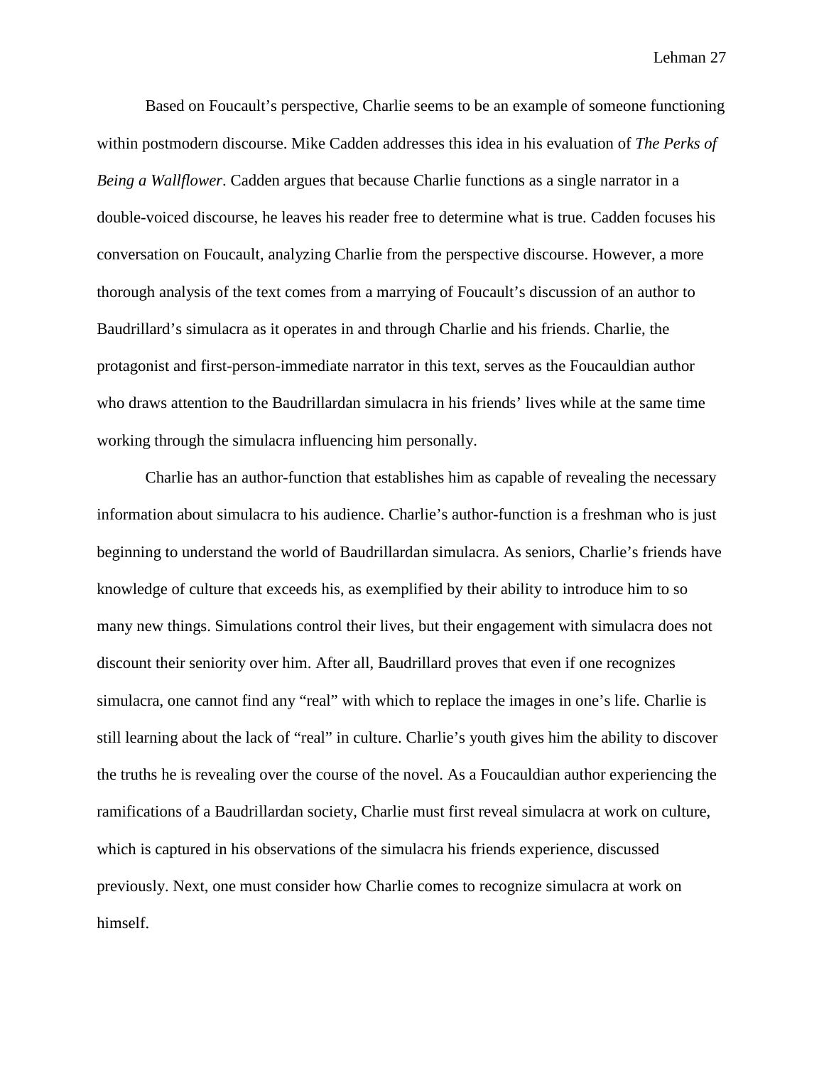Based on Foucault's perspective, Charlie seems to be an example of someone functioning within postmodern discourse. Mike Cadden addresses this idea in his evaluation of *The Perks of Being a Wallflower*. Cadden argues that because Charlie functions as a single narrator in a double-voiced discourse, he leaves his reader free to determine what is true. Cadden focuses his conversation on Foucault, analyzing Charlie from the perspective discourse. However, a more thorough analysis of the text comes from a marrying of Foucault's discussion of an author to Baudrillard's simulacra as it operates in and through Charlie and his friends. Charlie, the protagonist and first-person-immediate narrator in this text, serves as the Foucauldian author who draws attention to the Baudrillardan simulacra in his friends' lives while at the same time working through the simulacra influencing him personally.

Charlie has an author-function that establishes him as capable of revealing the necessary information about simulacra to his audience. Charlie's author-function is a freshman who is just beginning to understand the world of Baudrillardan simulacra. As seniors, Charlie's friends have knowledge of culture that exceeds his, as exemplified by their ability to introduce him to so many new things. Simulations control their lives, but their engagement with simulacra does not discount their seniority over him. After all, Baudrillard proves that even if one recognizes simulacra, one cannot find any "real" with which to replace the images in one's life. Charlie is still learning about the lack of "real" in culture. Charlie's youth gives him the ability to discover the truths he is revealing over the course of the novel. As a Foucauldian author experiencing the ramifications of a Baudrillardan society, Charlie must first reveal simulacra at work on culture, which is captured in his observations of the simulacra his friends experience, discussed previously. Next, one must consider how Charlie comes to recognize simulacra at work on himself.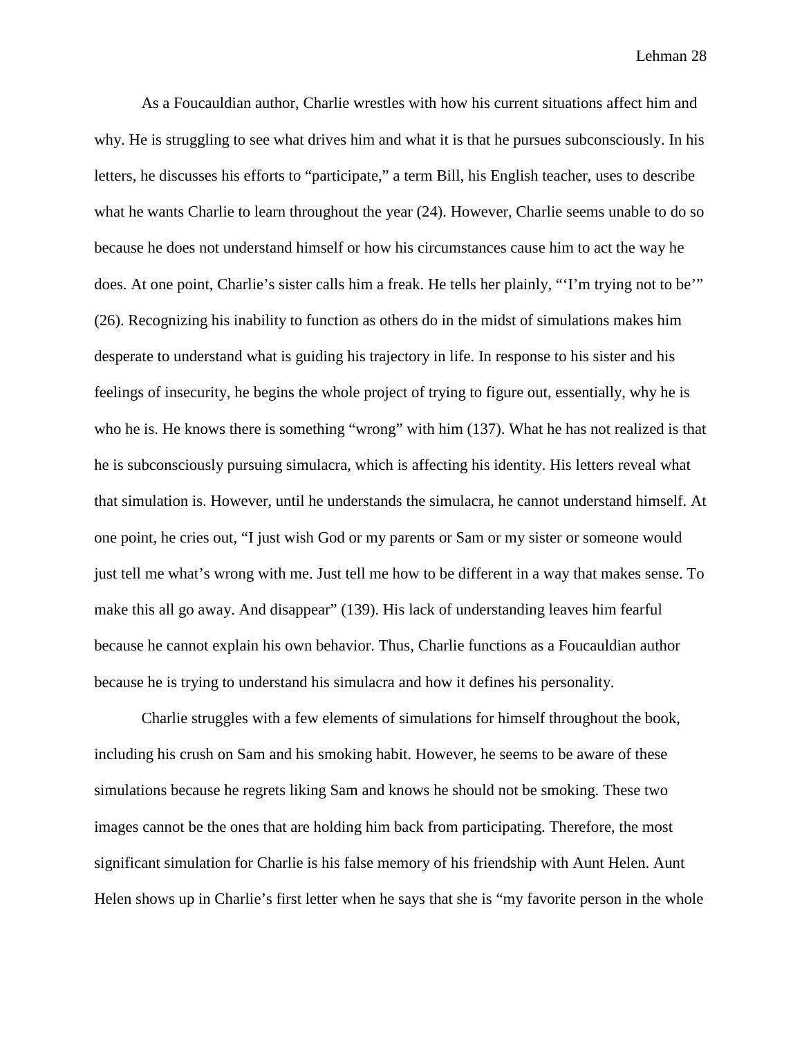As a Foucauldian author, Charlie wrestles with how his current situations affect him and why. He is struggling to see what drives him and what it is that he pursues subconsciously. In his letters, he discusses his efforts to "participate," a term Bill, his English teacher, uses to describe what he wants Charlie to learn throughout the year (24). However, Charlie seems unable to do so because he does not understand himself or how his circumstances cause him to act the way he does. At one point, Charlie's sister calls him a freak. He tells her plainly, "'I'm trying not to be'" (26). Recognizing his inability to function as others do in the midst of simulations makes him desperate to understand what is guiding his trajectory in life. In response to his sister and his feelings of insecurity, he begins the whole project of trying to figure out, essentially, why he is who he is. He knows there is something "wrong" with him (137). What he has not realized is that he is subconsciously pursuing simulacra, which is affecting his identity. His letters reveal what that simulation is. However, until he understands the simulacra, he cannot understand himself. At one point, he cries out, "I just wish God or my parents or Sam or my sister or someone would just tell me what's wrong with me. Just tell me how to be different in a way that makes sense. To make this all go away. And disappear" (139). His lack of understanding leaves him fearful because he cannot explain his own behavior. Thus, Charlie functions as a Foucauldian author because he is trying to understand his simulacra and how it defines his personality.

Charlie struggles with a few elements of simulations for himself throughout the book, including his crush on Sam and his smoking habit. However, he seems to be aware of these simulations because he regrets liking Sam and knows he should not be smoking. These two images cannot be the ones that are holding him back from participating. Therefore, the most significant simulation for Charlie is his false memory of his friendship with Aunt Helen. Aunt Helen shows up in Charlie's first letter when he says that she is "my favorite person in the whole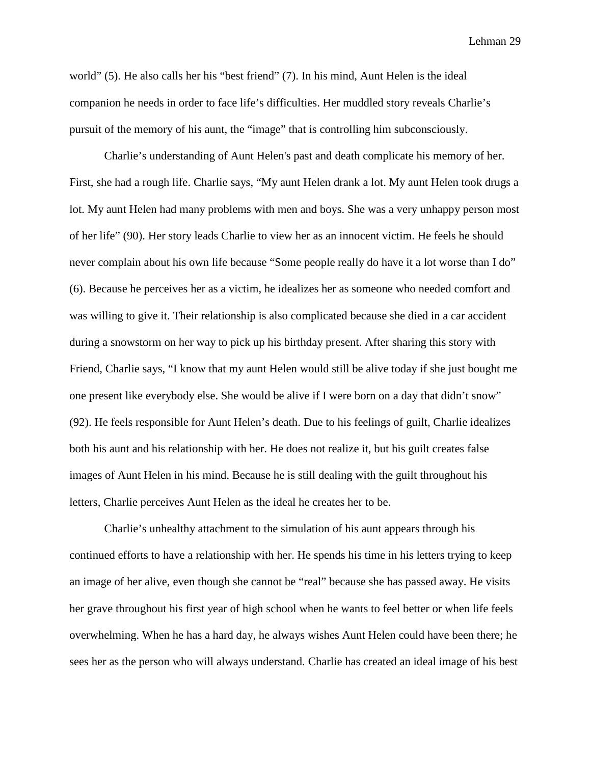world" (5). He also calls her his "best friend" (7). In his mind, Aunt Helen is the ideal companion he needs in order to face life's difficulties. Her muddled story reveals Charlie's pursuit of the memory of his aunt, the "image" that is controlling him subconsciously.

Charlie's understanding of Aunt Helen's past and death complicate his memory of her. First, she had a rough life. Charlie says, "My aunt Helen drank a lot. My aunt Helen took drugs a lot. My aunt Helen had many problems with men and boys. She was a very unhappy person most of her life" (90). Her story leads Charlie to view her as an innocent victim. He feels he should never complain about his own life because "Some people really do have it a lot worse than I do" (6). Because he perceives her as a victim, he idealizes her as someone who needed comfort and was willing to give it. Their relationship is also complicated because she died in a car accident during a snowstorm on her way to pick up his birthday present. After sharing this story with Friend, Charlie says, "I know that my aunt Helen would still be alive today if she just bought me one present like everybody else. She would be alive if I were born on a day that didn't snow" (92). He feels responsible for Aunt Helen's death. Due to his feelings of guilt, Charlie idealizes both his aunt and his relationship with her. He does not realize it, but his guilt creates false images of Aunt Helen in his mind. Because he is still dealing with the guilt throughout his letters, Charlie perceives Aunt Helen as the ideal he creates her to be.

Charlie's unhealthy attachment to the simulation of his aunt appears through his continued efforts to have a relationship with her. He spends his time in his letters trying to keep an image of her alive, even though she cannot be "real" because she has passed away. He visits her grave throughout his first year of high school when he wants to feel better or when life feels overwhelming. When he has a hard day, he always wishes Aunt Helen could have been there; he sees her as the person who will always understand. Charlie has created an ideal image of his best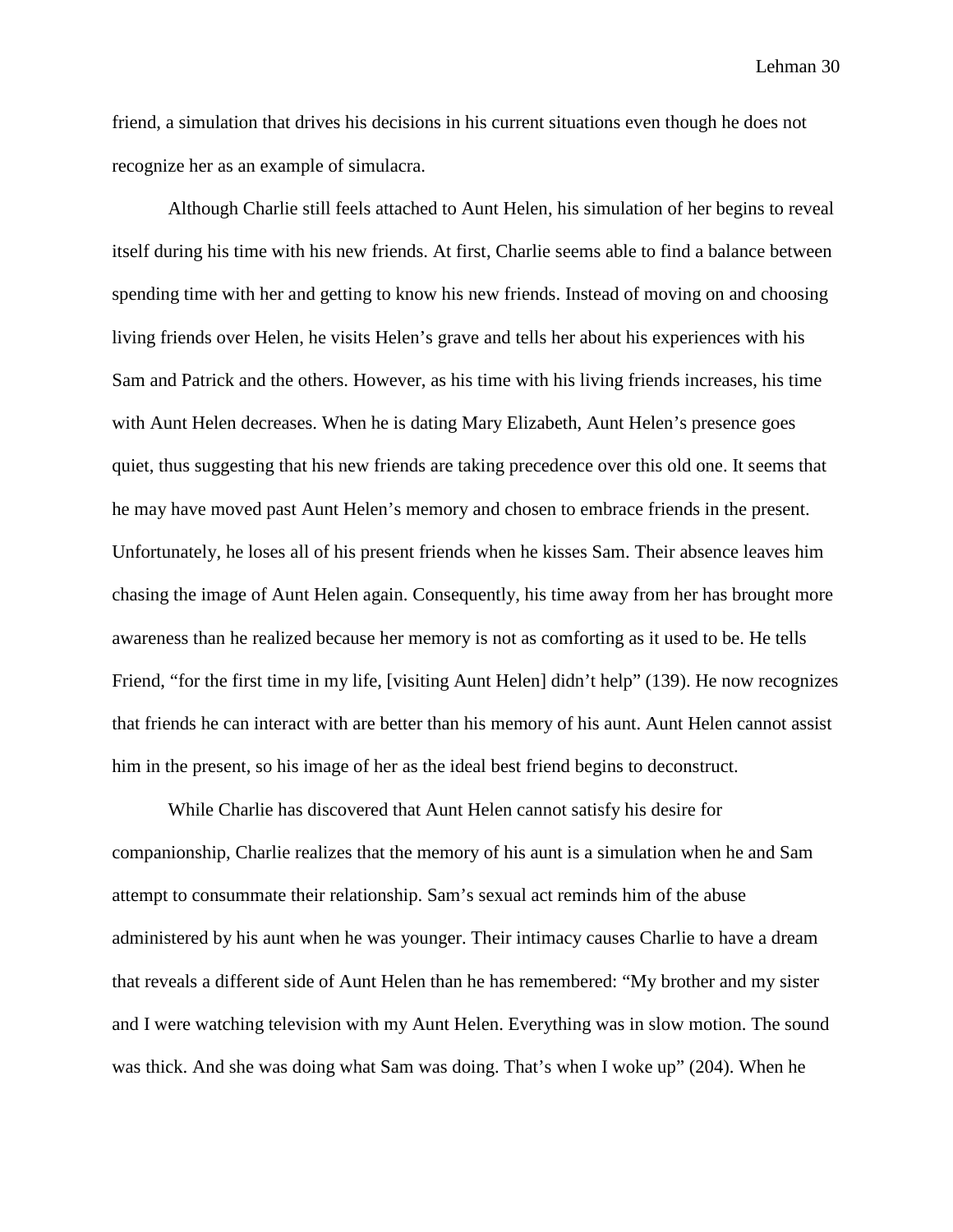friend, a simulation that drives his decisions in his current situations even though he does not recognize her as an example of simulacra.

Although Charlie still feels attached to Aunt Helen, his simulation of her begins to reveal itself during his time with his new friends. At first, Charlie seems able to find a balance between spending time with her and getting to know his new friends. Instead of moving on and choosing living friends over Helen, he visits Helen's grave and tells her about his experiences with his Sam and Patrick and the others. However, as his time with his living friends increases, his time with Aunt Helen decreases. When he is dating Mary Elizabeth, Aunt Helen's presence goes quiet, thus suggesting that his new friends are taking precedence over this old one. It seems that he may have moved past Aunt Helen's memory and chosen to embrace friends in the present. Unfortunately, he loses all of his present friends when he kisses Sam. Their absence leaves him chasing the image of Aunt Helen again. Consequently, his time away from her has brought more awareness than he realized because her memory is not as comforting as it used to be. He tells Friend, "for the first time in my life, [visiting Aunt Helen] didn't help" (139). He now recognizes that friends he can interact with are better than his memory of his aunt. Aunt Helen cannot assist him in the present, so his image of her as the ideal best friend begins to deconstruct.

While Charlie has discovered that Aunt Helen cannot satisfy his desire for companionship, Charlie realizes that the memory of his aunt is a simulation when he and Sam attempt to consummate their relationship. Sam's sexual act reminds him of the abuse administered by his aunt when he was younger. Their intimacy causes Charlie to have a dream that reveals a different side of Aunt Helen than he has remembered: "My brother and my sister and I were watching television with my Aunt Helen. Everything was in slow motion. The sound was thick. And she was doing what Sam was doing. That's when I woke up" (204). When he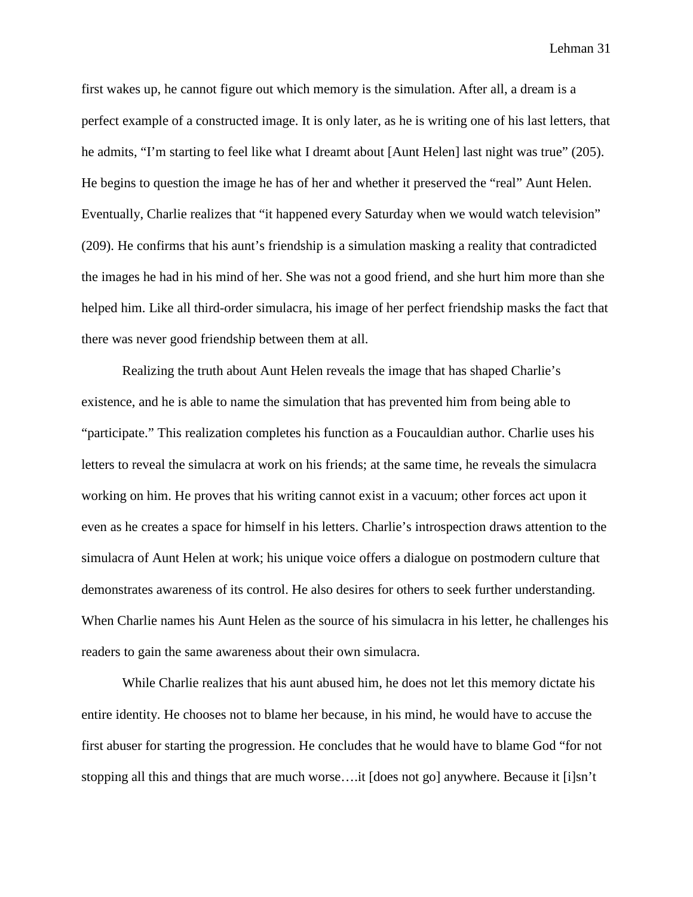first wakes up, he cannot figure out which memory is the simulation. After all, a dream is a perfect example of a constructed image. It is only later, as he is writing one of his last letters, that he admits, "I'm starting to feel like what I dreamt about [Aunt Helen] last night was true" (205). He begins to question the image he has of her and whether it preserved the "real" Aunt Helen. Eventually, Charlie realizes that "it happened every Saturday when we would watch television" (209). He confirms that his aunt's friendship is a simulation masking a reality that contradicted the images he had in his mind of her. She was not a good friend, and she hurt him more than she helped him. Like all third-order simulacra, his image of her perfect friendship masks the fact that there was never good friendship between them at all.

Realizing the truth about Aunt Helen reveals the image that has shaped Charlie's existence, and he is able to name the simulation that has prevented him from being able to "participate." This realization completes his function as a Foucauldian author. Charlie uses his letters to reveal the simulacra at work on his friends; at the same time, he reveals the simulacra working on him. He proves that his writing cannot exist in a vacuum; other forces act upon it even as he creates a space for himself in his letters. Charlie's introspection draws attention to the simulacra of Aunt Helen at work; his unique voice offers a dialogue on postmodern culture that demonstrates awareness of its control. He also desires for others to seek further understanding. When Charlie names his Aunt Helen as the source of his simulacra in his letter, he challenges his readers to gain the same awareness about their own simulacra.

While Charlie realizes that his aunt abused him, he does not let this memory dictate his entire identity. He chooses not to blame her because, in his mind, he would have to accuse the first abuser for starting the progression. He concludes that he would have to blame God "for not stopping all this and things that are much worse….it [does not go] anywhere. Because it [i]sn't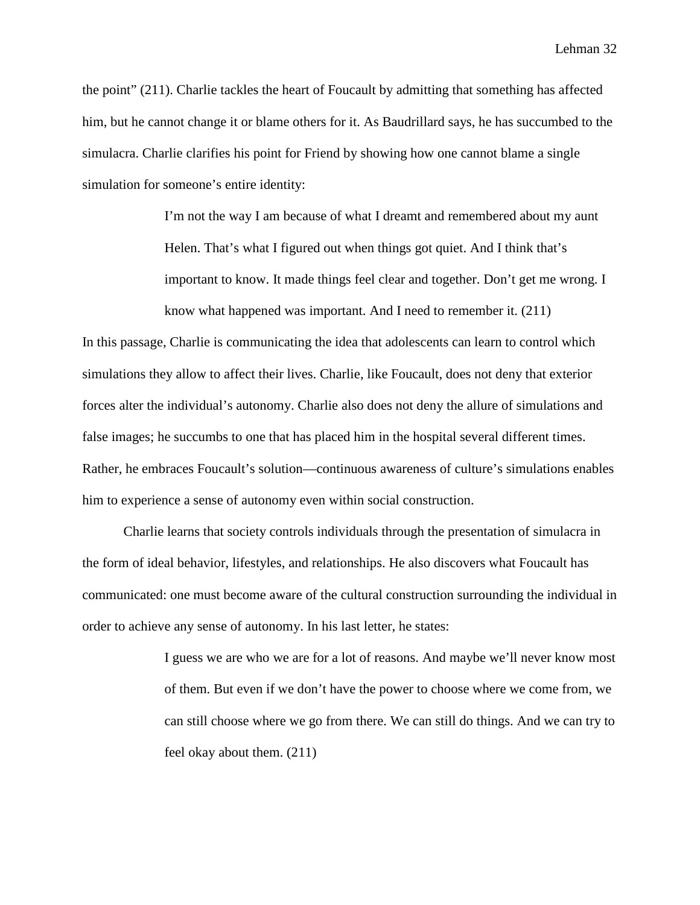the point" (211). Charlie tackles the heart of Foucault by admitting that something has affected him, but he cannot change it or blame others for it. As Baudrillard says, he has succumbed to the simulacra. Charlie clarifies his point for Friend by showing how one cannot blame a single simulation for someone's entire identity:

> I'm not the way I am because of what I dreamt and remembered about my aunt Helen. That's what I figured out when things got quiet. And I think that's important to know. It made things feel clear and together. Don't get me wrong. I know what happened was important. And I need to remember it. (211)

In this passage, Charlie is communicating the idea that adolescents can learn to control which simulations they allow to affect their lives. Charlie, like Foucault, does not deny that exterior forces alter the individual's autonomy. Charlie also does not deny the allure of simulations and false images; he succumbs to one that has placed him in the hospital several different times. Rather, he embraces Foucault's solution—continuous awareness of culture's simulations enables him to experience a sense of autonomy even within social construction.

Charlie learns that society controls individuals through the presentation of simulacra in the form of ideal behavior, lifestyles, and relationships. He also discovers what Foucault has communicated: one must become aware of the cultural construction surrounding the individual in order to achieve any sense of autonomy. In his last letter, he states:

> I guess we are who we are for a lot of reasons. And maybe we'll never know most of them. But even if we don't have the power to choose where we come from, we can still choose where we go from there. We can still do things. And we can try to feel okay about them. (211)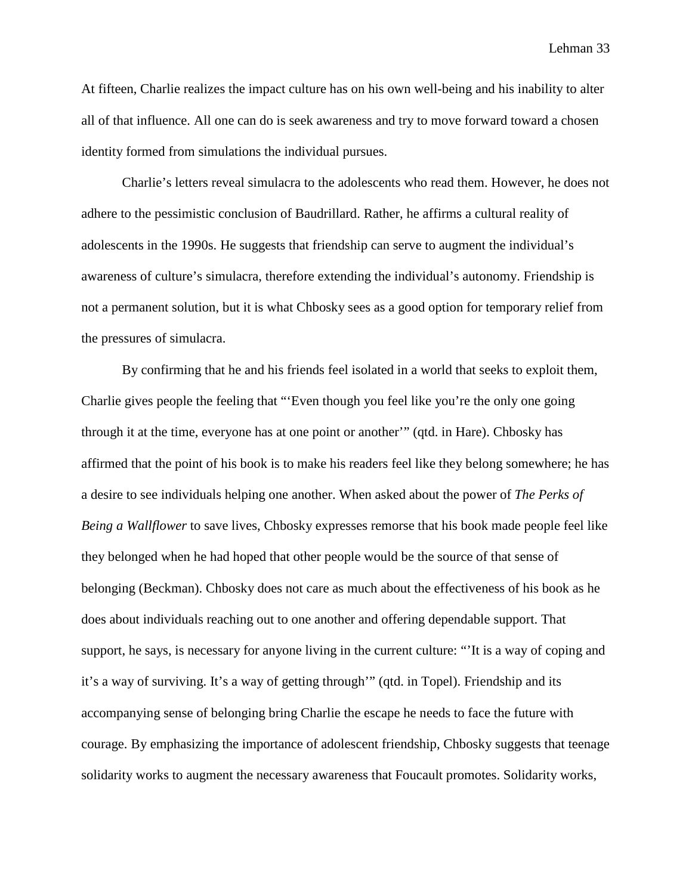At fifteen, Charlie realizes the impact culture has on his own well-being and his inability to alter all of that influence. All one can do is seek awareness and try to move forward toward a chosen identity formed from simulations the individual pursues.

Charlie's letters reveal simulacra to the adolescents who read them. However, he does not adhere to the pessimistic conclusion of Baudrillard. Rather, he affirms a cultural reality of adolescents in the 1990s. He suggests that friendship can serve to augment the individual's awareness of culture's simulacra, therefore extending the individual's autonomy. Friendship is not a permanent solution, but it is what Chbosky sees as a good option for temporary relief from the pressures of simulacra.

By confirming that he and his friends feel isolated in a world that seeks to exploit them, Charlie gives people the feeling that "'Even though you feel like you're the only one going through it at the time, everyone has at one point or another'" (qtd. in Hare). Chbosky has affirmed that the point of his book is to make his readers feel like they belong somewhere; he has a desire to see individuals helping one another. When asked about the power of *The Perks of Being a Wallflower* to save lives, Chbosky expresses remorse that his book made people feel like they belonged when he had hoped that other people would be the source of that sense of belonging (Beckman). Chbosky does not care as much about the effectiveness of his book as he does about individuals reaching out to one another and offering dependable support. That support, he says, is necessary for anyone living in the current culture: "'It is a way of coping and it's a way of surviving. It's a way of getting through'" (qtd. in Topel). Friendship and its accompanying sense of belonging bring Charlie the escape he needs to face the future with courage. By emphasizing the importance of adolescent friendship, Chbosky suggests that teenage solidarity works to augment the necessary awareness that Foucault promotes. Solidarity works,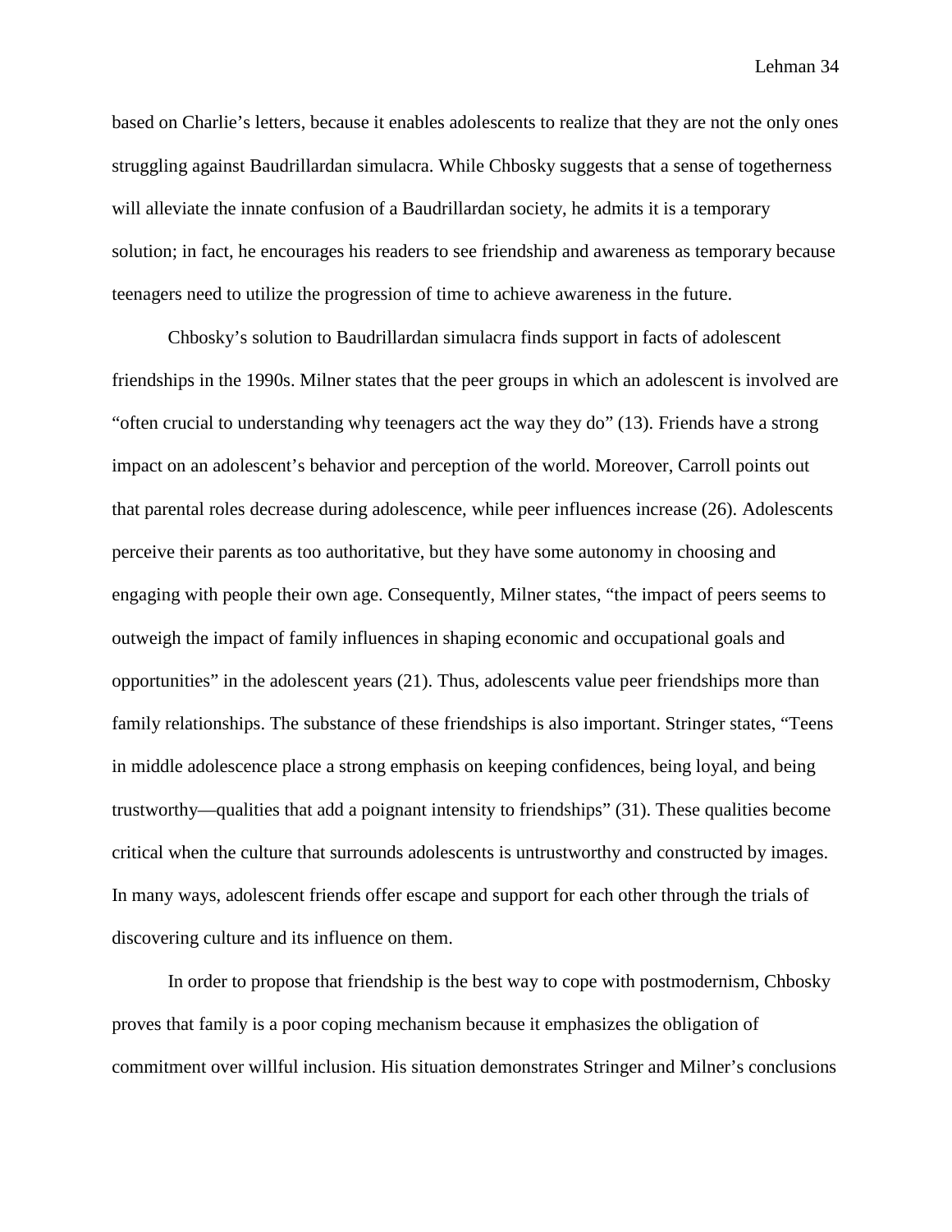based on Charlie's letters, because it enables adolescents to realize that they are not the only ones struggling against Baudrillardan simulacra. While Chbosky suggests that a sense of togetherness will alleviate the innate confusion of a Baudrillardan society, he admits it is a temporary solution; in fact, he encourages his readers to see friendship and awareness as temporary because teenagers need to utilize the progression of time to achieve awareness in the future.

Chbosky's solution to Baudrillardan simulacra finds support in facts of adolescent friendships in the 1990s. Milner states that the peer groups in which an adolescent is involved are "often crucial to understanding why teenagers act the way they do" (13). Friends have a strong impact on an adolescent's behavior and perception of the world. Moreover, Carroll points out that parental roles decrease during adolescence, while peer influences increase (26). Adolescents perceive their parents as too authoritative, but they have some autonomy in choosing and engaging with people their own age. Consequently, Milner states, "the impact of peers seems to outweigh the impact of family influences in shaping economic and occupational goals and opportunities" in the adolescent years (21). Thus, adolescents value peer friendships more than family relationships. The substance of these friendships is also important. Stringer states, "Teens in middle adolescence place a strong emphasis on keeping confidences, being loyal, and being trustworthy—qualities that add a poignant intensity to friendships" (31). These qualities become critical when the culture that surrounds adolescents is untrustworthy and constructed by images. In many ways, adolescent friends offer escape and support for each other through the trials of discovering culture and its influence on them.

In order to propose that friendship is the best way to cope with postmodernism, Chbosky proves that family is a poor coping mechanism because it emphasizes the obligation of commitment over willful inclusion. His situation demonstrates Stringer and Milner's conclusions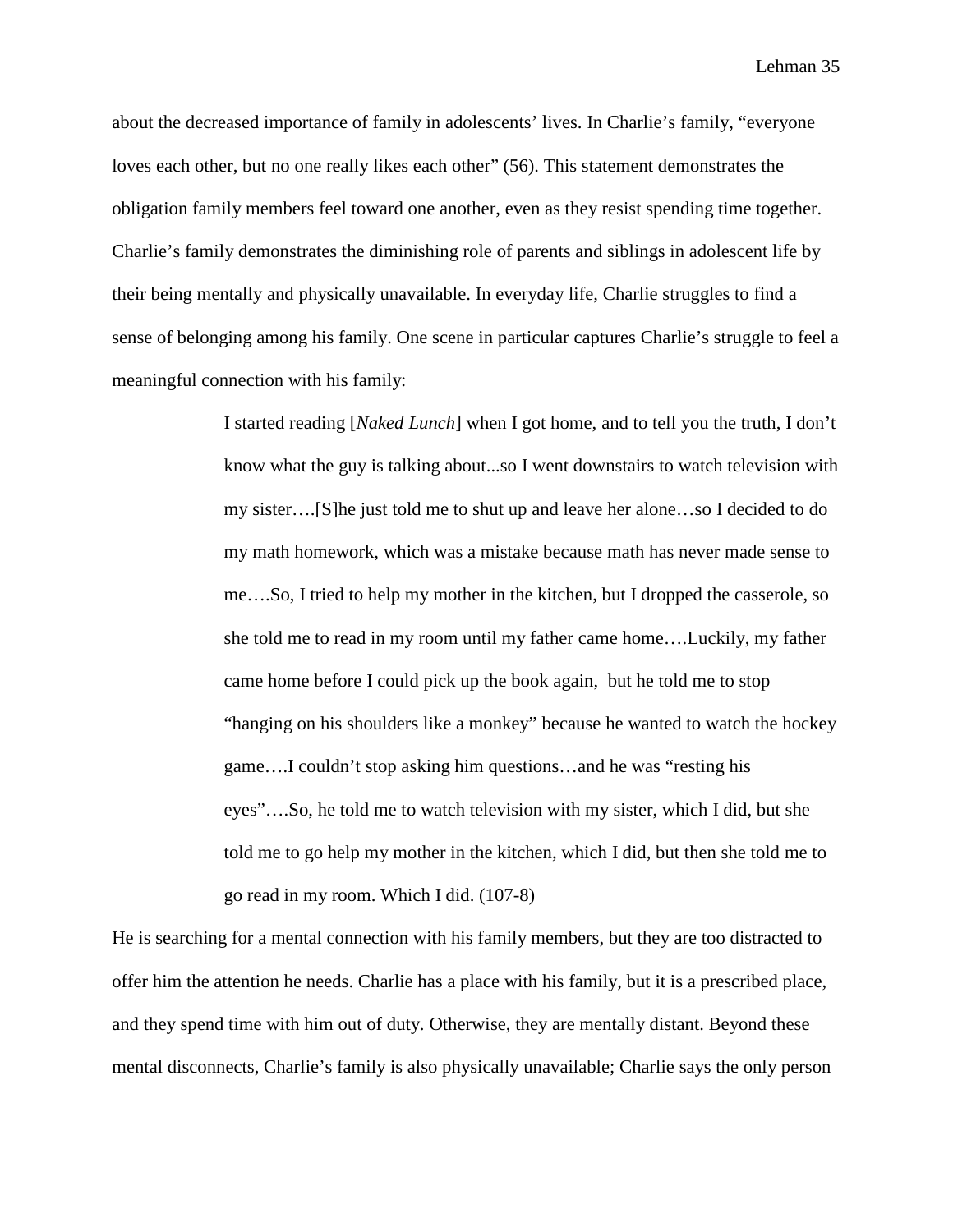about the decreased importance of family in adolescents' lives. In Charlie's family, "everyone loves each other, but no one really likes each other" (56). This statement demonstrates the obligation family members feel toward one another, even as they resist spending time together. Charlie's family demonstrates the diminishing role of parents and siblings in adolescent life by their being mentally and physically unavailable. In everyday life, Charlie struggles to find a sense of belonging among his family. One scene in particular captures Charlie's struggle to feel a meaningful connection with his family:

> I started reading [*Naked Lunch*] when I got home, and to tell you the truth, I don't know what the guy is talking about...so I went downstairs to watch television with my sister….[S]he just told me to shut up and leave her alone…so I decided to do my math homework, which was a mistake because math has never made sense to me….So, I tried to help my mother in the kitchen, but I dropped the casserole, so she told me to read in my room until my father came home….Luckily, my father came home before I could pick up the book again, but he told me to stop "hanging on his shoulders like a monkey" because he wanted to watch the hockey game….I couldn't stop asking him questions…and he was "resting his eyes"….So, he told me to watch television with my sister, which I did, but she told me to go help my mother in the kitchen, which I did, but then she told me to go read in my room. Which I did. (107-8)

He is searching for a mental connection with his family members, but they are too distracted to offer him the attention he needs. Charlie has a place with his family, but it is a prescribed place, and they spend time with him out of duty. Otherwise, they are mentally distant. Beyond these mental disconnects, Charlie's family is also physically unavailable; Charlie says the only person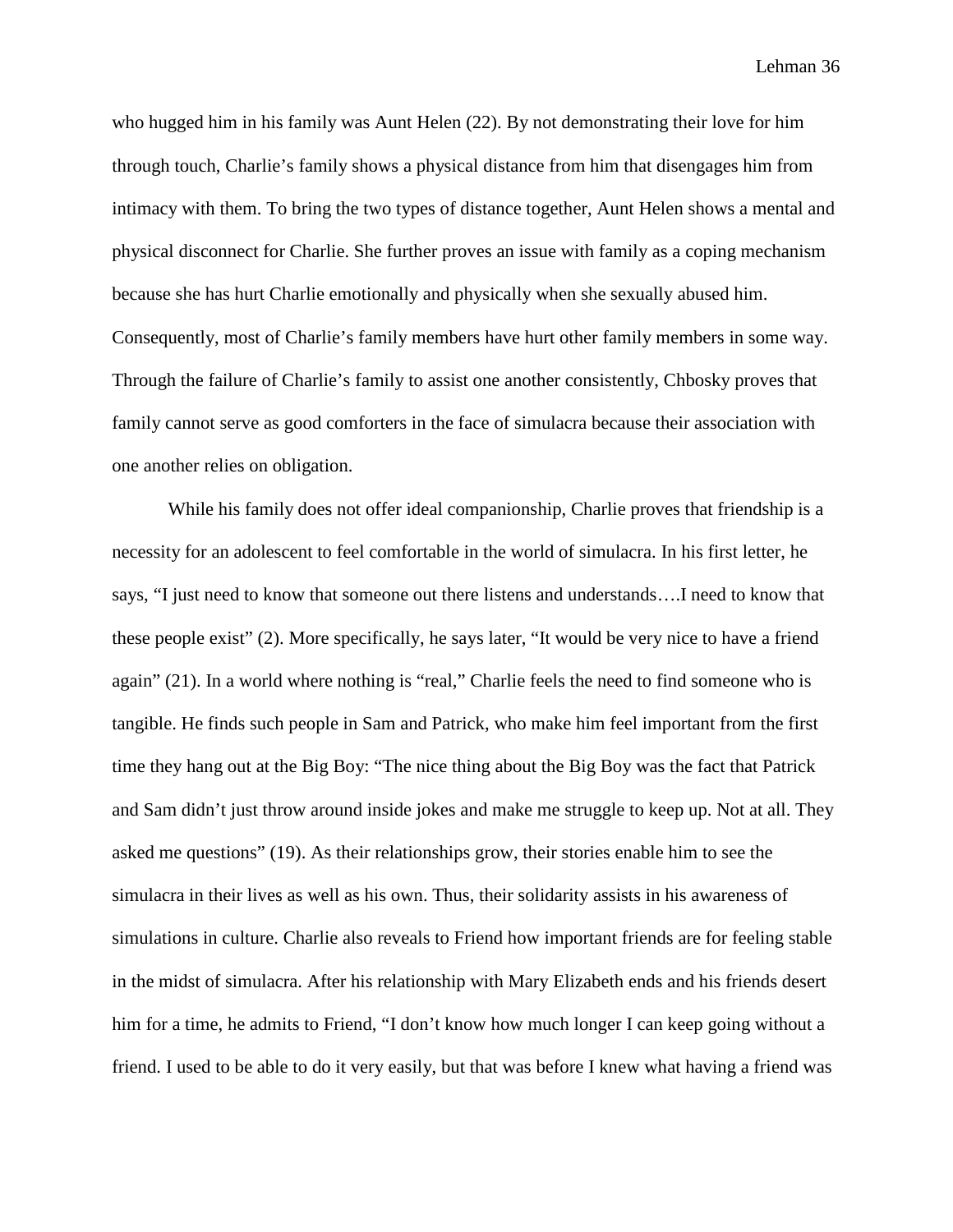who hugged him in his family was Aunt Helen (22). By not demonstrating their love for him through touch, Charlie's family shows a physical distance from him that disengages him from intimacy with them. To bring the two types of distance together, Aunt Helen shows a mental and physical disconnect for Charlie. She further proves an issue with family as a coping mechanism because she has hurt Charlie emotionally and physically when she sexually abused him. Consequently, most of Charlie's family members have hurt other family members in some way. Through the failure of Charlie's family to assist one another consistently, Chbosky proves that family cannot serve as good comforters in the face of simulacra because their association with one another relies on obligation.

While his family does not offer ideal companionship, Charlie proves that friendship is a necessity for an adolescent to feel comfortable in the world of simulacra. In his first letter, he says, "I just need to know that someone out there listens and understands….I need to know that these people exist" (2). More specifically, he says later, "It would be very nice to have a friend again" (21). In a world where nothing is "real," Charlie feels the need to find someone who is tangible. He finds such people in Sam and Patrick, who make him feel important from the first time they hang out at the Big Boy: "The nice thing about the Big Boy was the fact that Patrick and Sam didn't just throw around inside jokes and make me struggle to keep up. Not at all. They asked me questions" (19). As their relationships grow, their stories enable him to see the simulacra in their lives as well as his own. Thus, their solidarity assists in his awareness of simulations in culture. Charlie also reveals to Friend how important friends are for feeling stable in the midst of simulacra. After his relationship with Mary Elizabeth ends and his friends desert him for a time, he admits to Friend, "I don't know how much longer I can keep going without a friend. I used to be able to do it very easily, but that was before I knew what having a friend was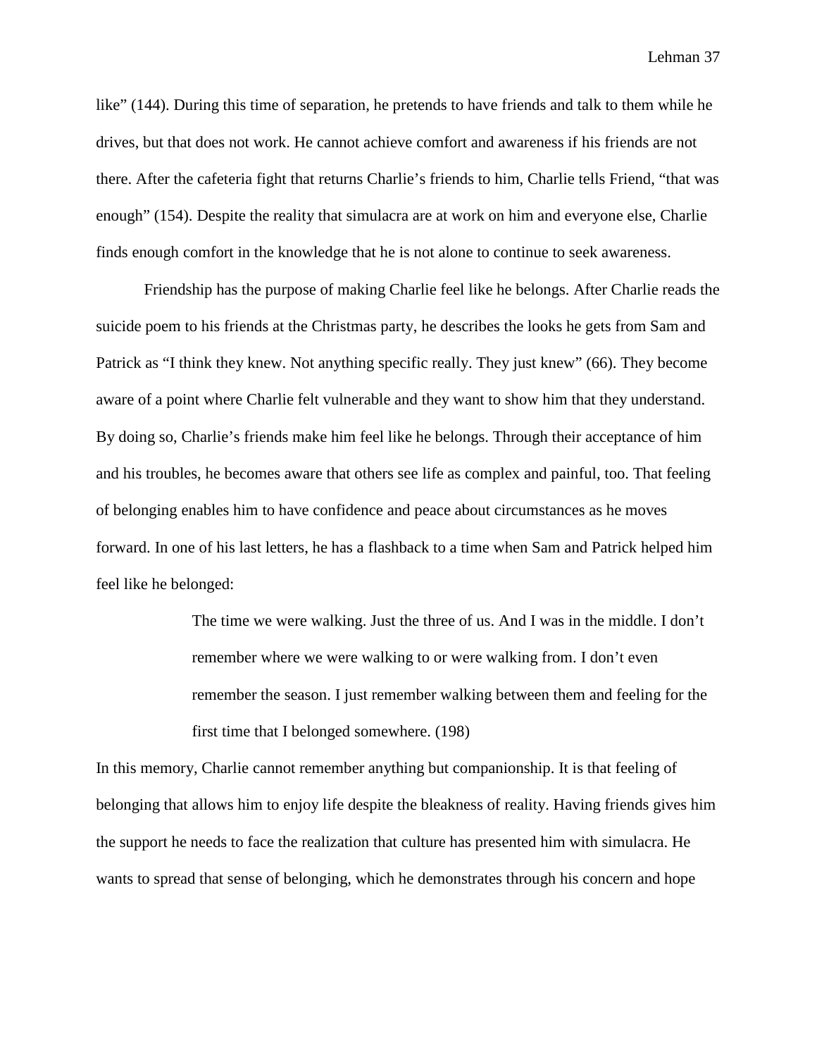like" (144). During this time of separation, he pretends to have friends and talk to them while he drives, but that does not work. He cannot achieve comfort and awareness if his friends are not there. After the cafeteria fight that returns Charlie's friends to him, Charlie tells Friend, "that was enough" (154). Despite the reality that simulacra are at work on him and everyone else, Charlie finds enough comfort in the knowledge that he is not alone to continue to seek awareness.

Friendship has the purpose of making Charlie feel like he belongs. After Charlie reads the suicide poem to his friends at the Christmas party, he describes the looks he gets from Sam and Patrick as "I think they knew. Not anything specific really. They just knew" (66). They become aware of a point where Charlie felt vulnerable and they want to show him that they understand. By doing so, Charlie's friends make him feel like he belongs. Through their acceptance of him and his troubles, he becomes aware that others see life as complex and painful, too. That feeling of belonging enables him to have confidence and peace about circumstances as he moves forward. In one of his last letters, he has a flashback to a time when Sam and Patrick helped him feel like he belonged:

> The time we were walking. Just the three of us. And I was in the middle. I don't remember where we were walking to or were walking from. I don't even remember the season. I just remember walking between them and feeling for the first time that I belonged somewhere. (198)

In this memory, Charlie cannot remember anything but companionship. It is that feeling of belonging that allows him to enjoy life despite the bleakness of reality. Having friends gives him the support he needs to face the realization that culture has presented him with simulacra. He wants to spread that sense of belonging, which he demonstrates through his concern and hope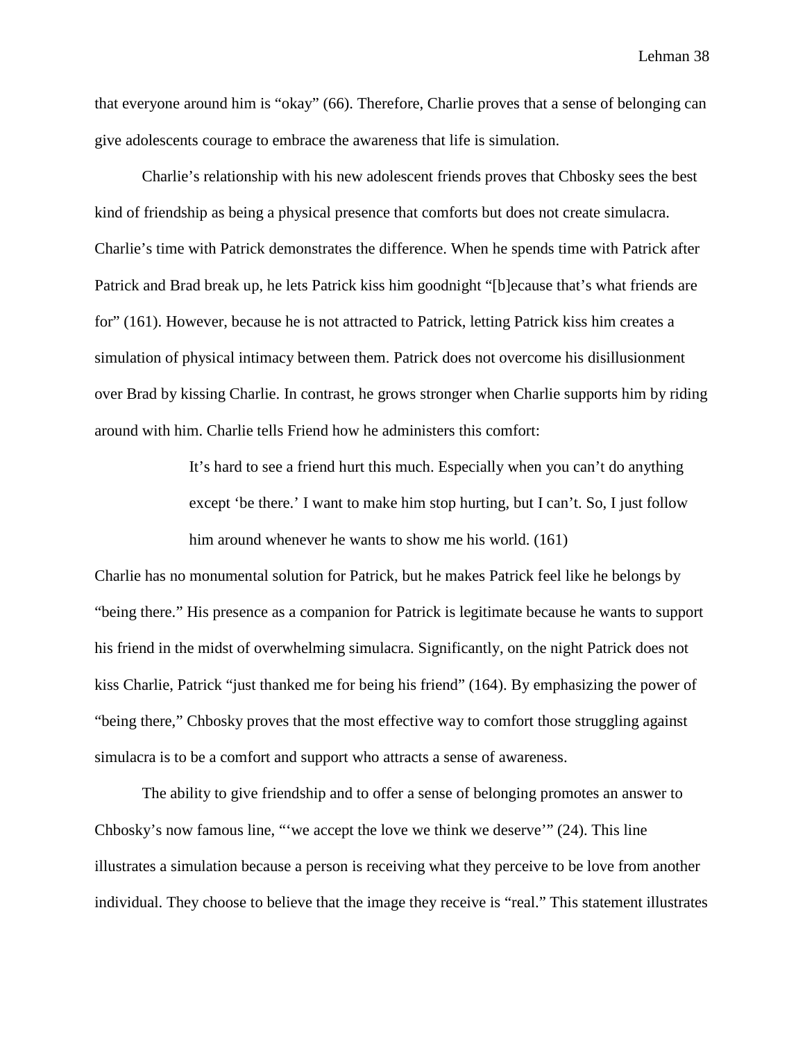that everyone around him is "okay" (66). Therefore, Charlie proves that a sense of belonging can give adolescents courage to embrace the awareness that life is simulation.

Charlie's relationship with his new adolescent friends proves that Chbosky sees the best kind of friendship as being a physical presence that comforts but does not create simulacra. Charlie's time with Patrick demonstrates the difference. When he spends time with Patrick after Patrick and Brad break up, he lets Patrick kiss him goodnight "[b]ecause that's what friends are for" (161). However, because he is not attracted to Patrick, letting Patrick kiss him creates a simulation of physical intimacy between them. Patrick does not overcome his disillusionment over Brad by kissing Charlie. In contrast, he grows stronger when Charlie supports him by riding around with him. Charlie tells Friend how he administers this comfort:

> It's hard to see a friend hurt this much. Especially when you can't do anything except 'be there.' I want to make him stop hurting, but I can't. So, I just follow him around whenever he wants to show me his world. (161)

Charlie has no monumental solution for Patrick, but he makes Patrick feel like he belongs by "being there." His presence as a companion for Patrick is legitimate because he wants to support his friend in the midst of overwhelming simulacra. Significantly, on the night Patrick does not kiss Charlie, Patrick "just thanked me for being his friend" (164). By emphasizing the power of "being there," Chbosky proves that the most effective way to comfort those struggling against simulacra is to be a comfort and support who attracts a sense of awareness.

The ability to give friendship and to offer a sense of belonging promotes an answer to Chbosky's now famous line, "'we accept the love we think we deserve'" (24). This line illustrates a simulation because a person is receiving what they perceive to be love from another individual. They choose to believe that the image they receive is "real." This statement illustrates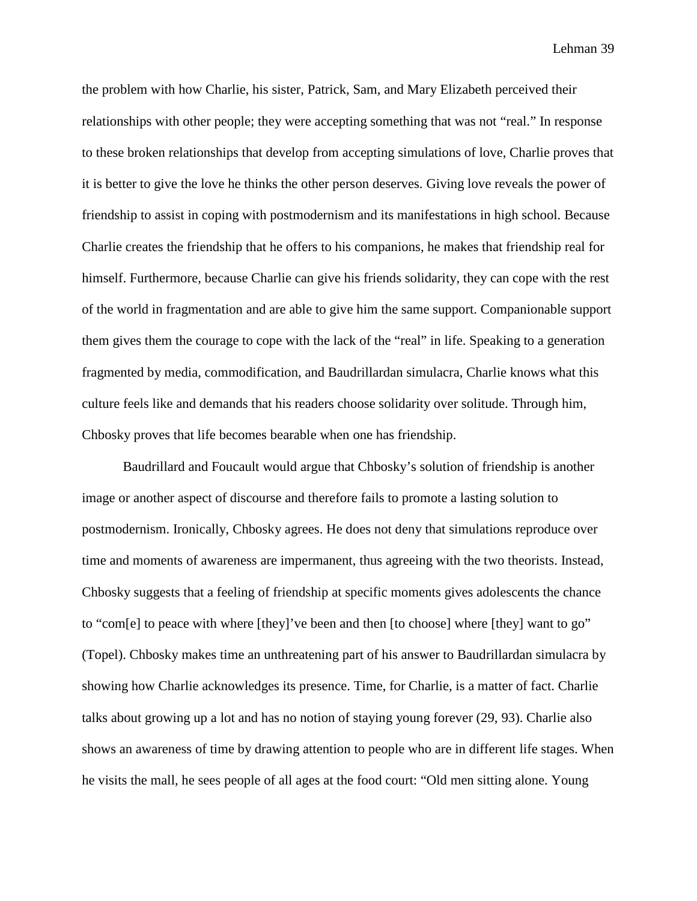the problem with how Charlie, his sister, Patrick, Sam, and Mary Elizabeth perceived their relationships with other people; they were accepting something that was not "real." In response to these broken relationships that develop from accepting simulations of love, Charlie proves that it is better to give the love he thinks the other person deserves. Giving love reveals the power of friendship to assist in coping with postmodernism and its manifestations in high school. Because Charlie creates the friendship that he offers to his companions, he makes that friendship real for himself. Furthermore, because Charlie can give his friends solidarity, they can cope with the rest of the world in fragmentation and are able to give him the same support. Companionable support them gives them the courage to cope with the lack of the "real" in life. Speaking to a generation fragmented by media, commodification, and Baudrillardan simulacra, Charlie knows what this culture feels like and demands that his readers choose solidarity over solitude. Through him, Chbosky proves that life becomes bearable when one has friendship.

Baudrillard and Foucault would argue that Chbosky's solution of friendship is another image or another aspect of discourse and therefore fails to promote a lasting solution to postmodernism. Ironically, Chbosky agrees. He does not deny that simulations reproduce over time and moments of awareness are impermanent, thus agreeing with the two theorists. Instead, Chbosky suggests that a feeling of friendship at specific moments gives adolescents the chance to "com[e] to peace with where [they]'ve been and then [to choose] where [they] want to go" (Topel). Chbosky makes time an unthreatening part of his answer to Baudrillardan simulacra by showing how Charlie acknowledges its presence. Time, for Charlie, is a matter of fact. Charlie talks about growing up a lot and has no notion of staying young forever (29, 93). Charlie also shows an awareness of time by drawing attention to people who are in different life stages. When he visits the mall, he sees people of all ages at the food court: "Old men sitting alone. Young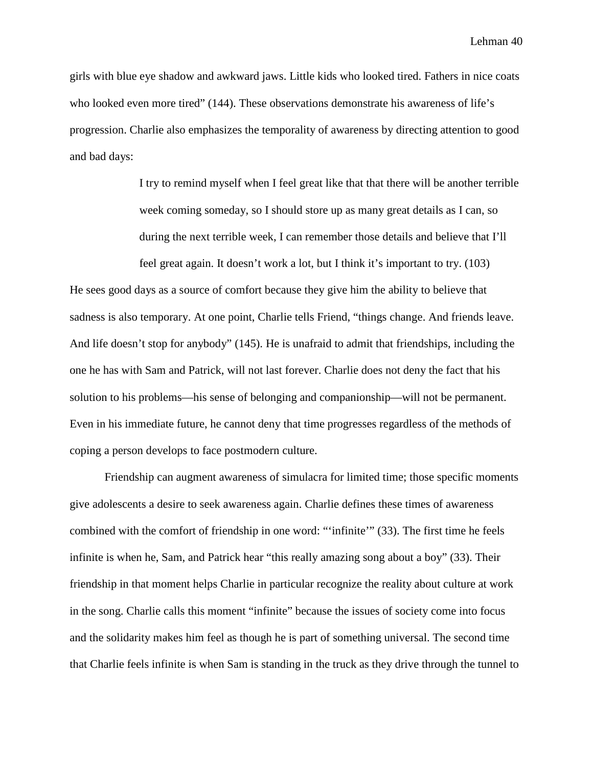girls with blue eye shadow and awkward jaws. Little kids who looked tired. Fathers in nice coats who looked even more tired" (144). These observations demonstrate his awareness of life's progression. Charlie also emphasizes the temporality of awareness by directing attention to good and bad days:

> I try to remind myself when I feel great like that that there will be another terrible week coming someday, so I should store up as many great details as I can, so during the next terrible week, I can remember those details and believe that I'll feel great again. It doesn't work a lot, but I think it's important to try. (103)

He sees good days as a source of comfort because they give him the ability to believe that sadness is also temporary. At one point, Charlie tells Friend, "things change. And friends leave. And life doesn't stop for anybody" (145). He is unafraid to admit that friendships, including the one he has with Sam and Patrick, will not last forever. Charlie does not deny the fact that his solution to his problems—his sense of belonging and companionship—will not be permanent. Even in his immediate future, he cannot deny that time progresses regardless of the methods of coping a person develops to face postmodern culture.

Friendship can augment awareness of simulacra for limited time; those specific moments give adolescents a desire to seek awareness again. Charlie defines these times of awareness combined with the comfort of friendship in one word: "'infinite'" (33). The first time he feels infinite is when he, Sam, and Patrick hear "this really amazing song about a boy" (33). Their friendship in that moment helps Charlie in particular recognize the reality about culture at work in the song. Charlie calls this moment "infinite" because the issues of society come into focus and the solidarity makes him feel as though he is part of something universal. The second time that Charlie feels infinite is when Sam is standing in the truck as they drive through the tunnel to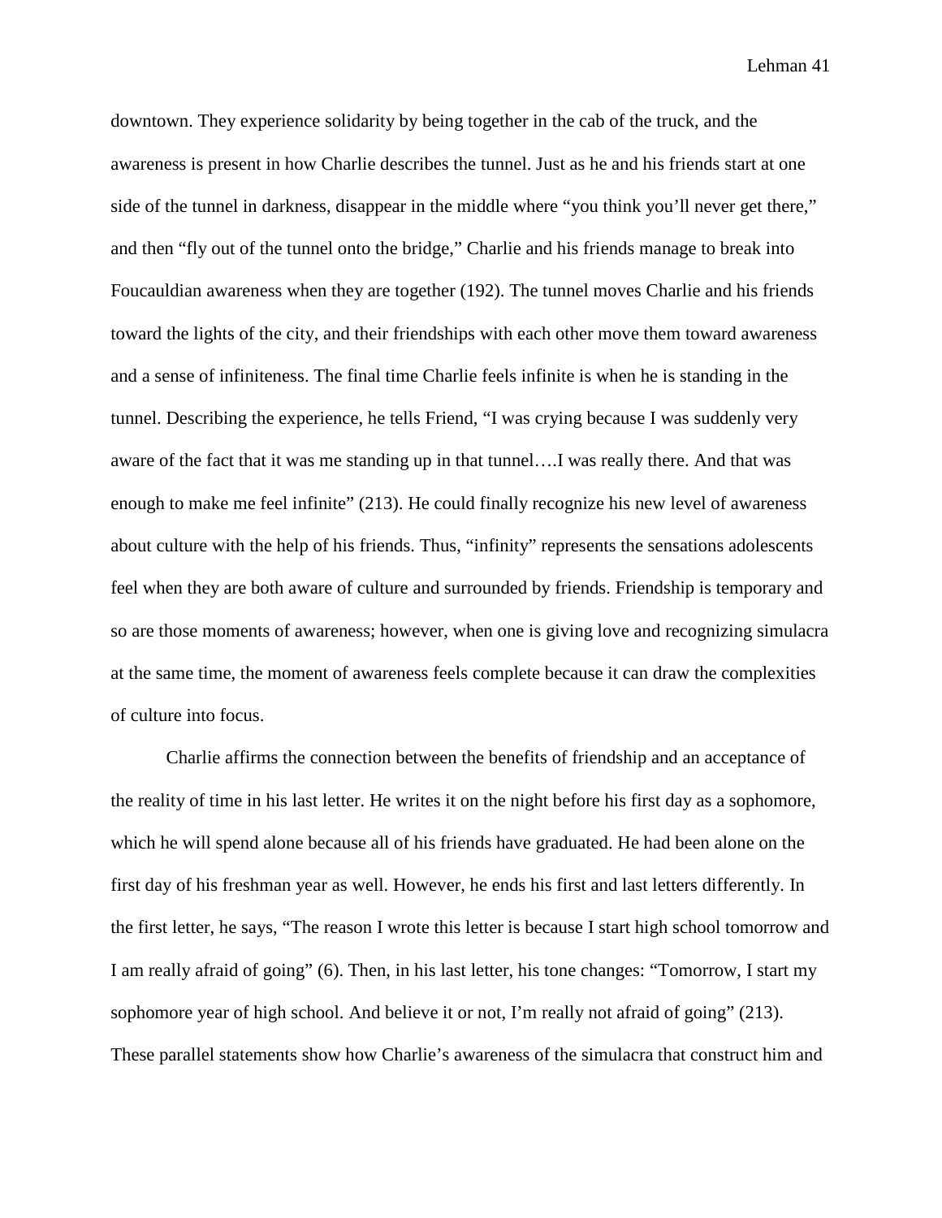downtown. They experience solidarity by being together in the cab of the truck, and the awareness is present in how Charlie describes the tunnel. Just as he and his friends start at one side of the tunnel in darkness, disappear in the middle where "you think you'll never get there," and then "fly out of the tunnel onto the bridge," Charlie and his friends manage to break into Foucauldian awareness when they are together (192). The tunnel moves Charlie and his friends toward the lights of the city, and their friendships with each other move them toward awareness and a sense of infiniteness. The final time Charlie feels infinite is when he is standing in the tunnel. Describing the experience, he tells Friend, "I was crying because I was suddenly very aware of the fact that it was me standing up in that tunnel….I was really there. And that was enough to make me feel infinite" (213). He could finally recognize his new level of awareness about culture with the help of his friends. Thus, "infinity" represents the sensations adolescents feel when they are both aware of culture and surrounded by friends. Friendship is temporary and so are those moments of awareness; however, when one is giving love and recognizing simulacra at the same time, the moment of awareness feels complete because it can draw the complexities of culture into focus.

Charlie affirms the connection between the benefits of friendship and an acceptance of the reality of time in his last letter. He writes it on the night before his first day as a sophomore, which he will spend alone because all of his friends have graduated. He had been alone on the first day of his freshman year as well. However, he ends his first and last letters differently. In the first letter, he says, "The reason I wrote this letter is because I start high school tomorrow and I am really afraid of going" (6). Then, in his last letter, his tone changes: "Tomorrow, I start my sophomore year of high school. And believe it or not, I'm really not afraid of going" (213). These parallel statements show how Charlie's awareness of the simulacra that construct him and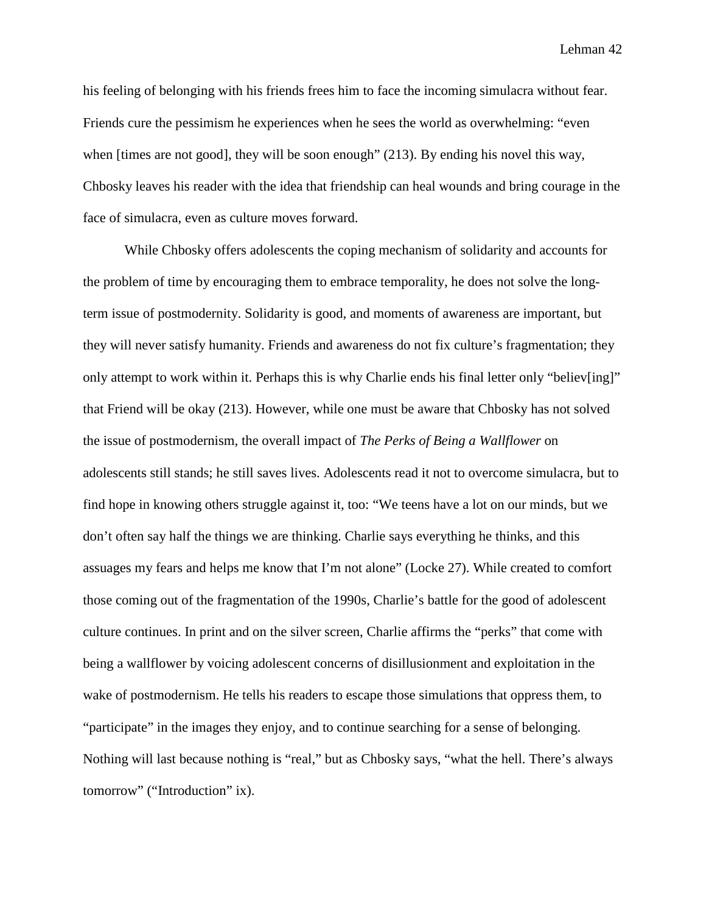his feeling of belonging with his friends frees him to face the incoming simulacra without fear. Friends cure the pessimism he experiences when he sees the world as overwhelming: "even when [times are not good], they will be soon enough" (213). By ending his novel this way, Chbosky leaves his reader with the idea that friendship can heal wounds and bring courage in the face of simulacra, even as culture moves forward.

While Chbosky offers adolescents the coping mechanism of solidarity and accounts for the problem of time by encouraging them to embrace temporality, he does not solve the long-term issue of postmodernity. Solidarity is good, and moments of awareness are important, but they will never satisfy humanity. Friends and awareness do not fix culture's fragmentation; they only attempt to work within it. Perhaps this is why Charlie ends his final letter only "believ[ing]" that Friend will be okay (213). However, while one must be aware that Chbosky has not solved the issue of postmodernism, the overall impact of *The Perks of Being a Wallflower* on adolescents still stands; he still saves lives. Adolescents read it not to overcome simulacra, but to find hope in knowing others struggle against it, too: "We teens have a lot on our minds, but we don't often say half the things we are thinking. Charlie says everything he thinks, and this assuages my fears and helps me know that I'm not alone" (Locke 27). While created to comfort those coming out of the fragmentation of the 1990s, Charlie's battle for the good of adolescent culture continues. In print and on the silver screen, Charlie affirms the "perks" that come with being a wallflower by voicing adolescent concerns of disillusionment and exploitation in the wake of postmodernism. He tells his readers to escape those simulations that oppress them, to "participate" in the images they enjoy, and to continue searching for a sense of belonging. Nothing will last because nothing is "real," but as Chbosky says, "what the hell. There's always tomorrow" ("Introduction" ix).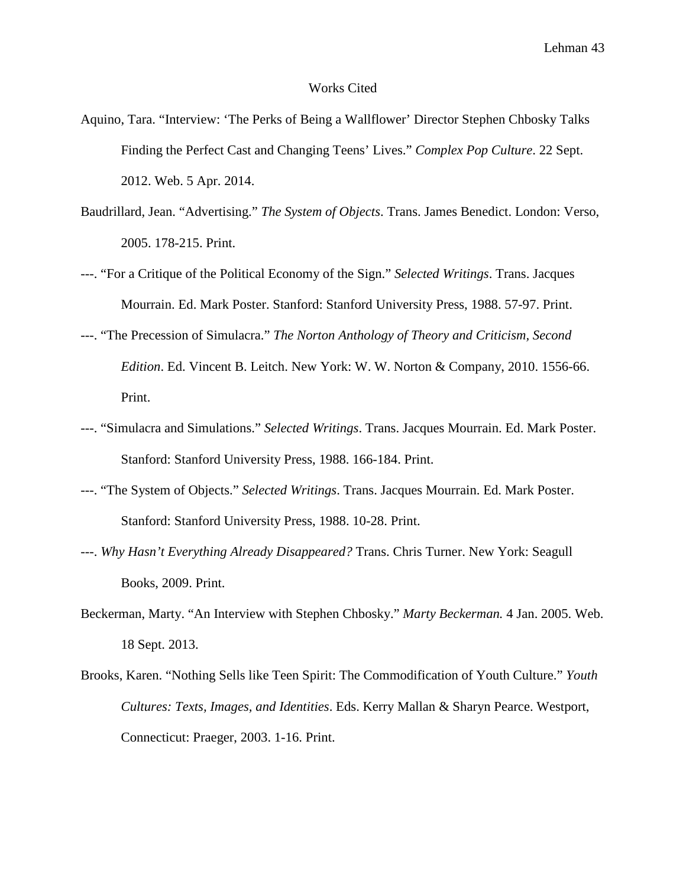# Works Cited

Aquino, Tara. "Interview: 'The Perks of Being a Wallflower' Director Stephen Chbosky Talks Finding the Perfect Cast and Changing Teens' Lives." *Complex Pop Culture*. 22 Sept. 2012. Web. 5 Apr. 2014.

Baudrillard, Jean. "Advertising." *The System of Objects*. Trans. James Benedict. London: Verso, 2005. 178-215. Print.

---. "For a Critique of the Political Economy of the Sign." *Selected Writings*. Trans. Jacques Mourrain. Ed. Mark Poster. Stanford: Stanford University Press, 1988. 57-97. Print.

---. "The Precession of Simulacra." *The Norton Anthology of Theory and Criticism, Second Edition*. Ed. Vincent B. Leitch. New York: W. W. Norton & Company, 2010. 1556-66. Print.

---. "Simulacra and Simulations." *Selected Writings*. Trans. Jacques Mourrain. Ed. Mark Poster. Stanford: Stanford University Press, 1988. 166-184. Print.

---. "The System of Objects." *Selected Writings*. Trans. Jacques Mourrain. Ed. Mark Poster. Stanford: Stanford University Press, 1988. 10-28. Print.

---. *Why Hasn't Everything Already Disappeared?* Trans. Chris Turner. New York: Seagull Books, 2009. Print.

Beckerman, Marty. "An Interview with Stephen Chbosky." *Marty Beckerman.* 4 Jan. 2005. Web. 18 Sept. 2013.

Brooks, Karen. "Nothing Sells like Teen Spirit: The Commodification of Youth Culture." *Youth Cultures: Texts, Images, and Identities*. Eds. Kerry Mallan & Sharyn Pearce. Westport, Connecticut: Praeger, 2003. 1-16. Print.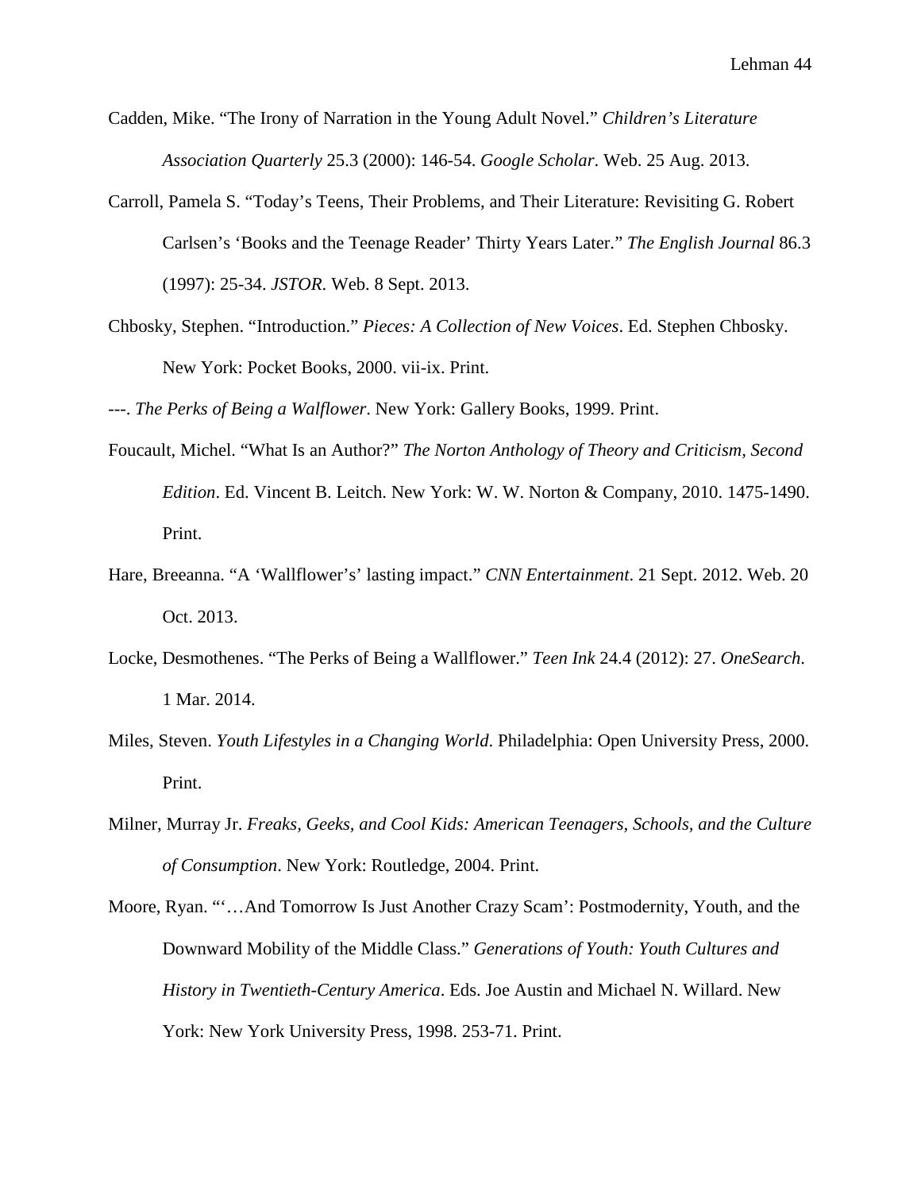Cadden, Mike. "The Irony of Narration in the Young Adult Novel." *Children's Literature Association Quarterly* 25.3 (2000): 146-54. *Google Scholar*. Web. 25 Aug. 2013.

Carroll, Pamela S. "Today's Teens, Their Problems, and Their Literature: Revisiting G. Robert Carlsen's 'Books and the Teenage Reader' Thirty Years Later." *The English Journal* 86.3 (1997): 25-34. *JSTOR*. Web. 8 Sept. 2013.

Chbosky, Stephen. "Introduction." *Pieces: A Collection of New Voices*. Ed. Stephen Chbosky. New York: Pocket Books, 2000. vii-ix. Print.

---. *The Perks of Being a Walflower*. New York: Gallery Books, 1999. Print.

Foucault, Michel. "What Is an Author?" *The Norton Anthology of Theory and Criticism, Second Edition*. Ed. Vincent B. Leitch. New York: W. W. Norton & Company, 2010. 1475-1490. Print.

Hare, Breeanna. "A 'Wallflower's' lasting impact." *CNN Entertainment*. 21 Sept. 2012. Web. 20 Oct. 2013.

Locke, Desmothenes. "The Perks of Being a Wallflower." *Teen Ink* 24.4 (2012): 27. *OneSearch*. 1 Mar. 2014.

Miles, Steven. *Youth Lifestyles in a Changing World*. Philadelphia: Open University Press, 2000. Print.

Milner, Murray Jr. *Freaks, Geeks, and Cool Kids: American Teenagers, Schools, and the Culture of Consumption*. New York: Routledge, 2004. Print.

Moore, Ryan. "'…And Tomorrow Is Just Another Crazy Scam': Postmodernity, Youth, and the Downward Mobility of the Middle Class." *Generations of Youth: Youth Cultures and History in Twentieth-Century America*. Eds. Joe Austin and Michael N. Willard. New York: New York University Press, 1998. 253-71. Print.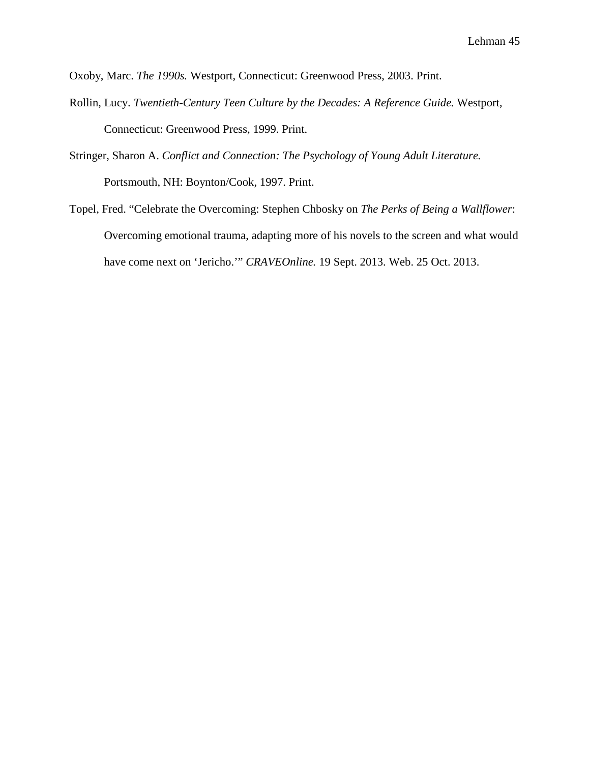Oxoby, Marc. *The 1990s.* Westport, Connecticut: Greenwood Press, 2003. Print.

Rollin, Lucy. *Twentieth-Century Teen Culture by the Decades: A Reference Guide.* Westport, Connecticut: Greenwood Press, 1999. Print.

Stringer, Sharon A. *Conflict and Connection: The Psychology of Young Adult Literature.* Portsmouth, NH: Boynton/Cook, 1997. Print.

Topel, Fred. “Celebrate the Overcoming: Stephen Chbosky on *The Perks of Being a Wallflower*: Overcoming emotional trauma, adapting more of his novels to the screen and what would have come next on ‘Jericho.’” *CRAVEOnline.* 19 Sept. 2013. Web. 25 Oct. 2013.